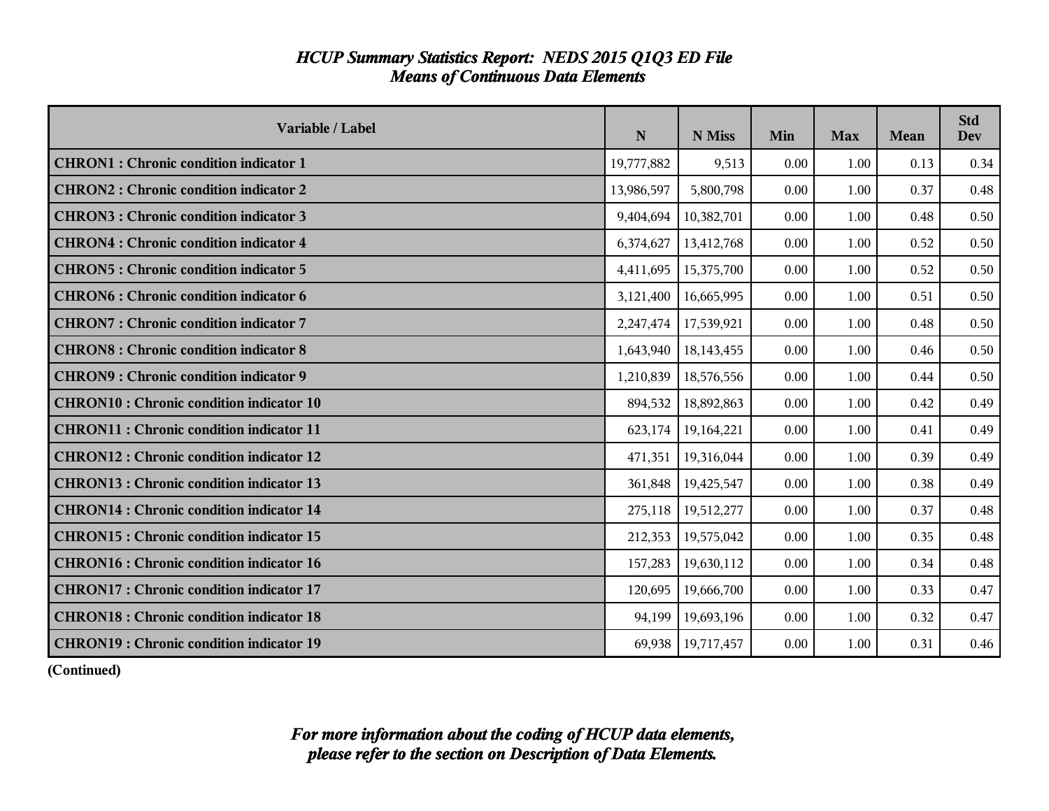# *HCUP Summary Statistics Report: NEDS 2015 Q1Q3 ED File*
## *Means of Continuous Data Elements*

| Variable / Label | N | N Miss | Min | Max | Mean | Std Dev |
|---|---|---|---|---|---|---|
| **CHRON1 : Chronic condition indicator 1** | 19,777,882 | 9,513 | 0.00 | 1.00 | 0.13 | 0.34 |
| **CHRON2 : Chronic condition indicator 2** | 13,986,597 | 5,800,798 | 0.00 | 1.00 | 0.37 | 0.48 |
| **CHRON3 : Chronic condition indicator 3** | 9,404,694 | 10,382,701 | 0.00 | 1.00 | 0.48 | 0.50 |
| **CHRON4 : Chronic condition indicator 4** | 6,374,627 | 13,412,768 | 0.00 | 1.00 | 0.52 | 0.50 |
| **CHRON5 : Chronic condition indicator 5** | 4,411,695 | 15,375,700 | 0.00 | 1.00 | 0.52 | 0.50 |
| **CHRON6 : Chronic condition indicator 6** | 3,121,400 | 16,665,995 | 0.00 | 1.00 | 0.51 | 0.50 |
| **CHRON7 : Chronic condition indicator 7** | 2,247,474 | 17,539,921 | 0.00 | 1.00 | 0.48 | 0.50 |
| **CHRON8 : Chronic condition indicator 8** | 1,643,940 | 18,143,455 | 0.00 | 1.00 | 0.46 | 0.50 |
| **CHRON9 : Chronic condition indicator 9** | 1,210,839 | 18,576,556 | 0.00 | 1.00 | 0.44 | 0.50 |
| **CHRON10 : Chronic condition indicator 10** | 894,532 | 18,892,863 | 0.00 | 1.00 | 0.42 | 0.49 |
| **CHRON11 : Chronic condition indicator 11** | 623,174 | 19,164,221 | 0.00 | 1.00 | 0.41 | 0.49 |
| **CHRON12 : Chronic condition indicator 12** | 471,351 | 19,316,044 | 0.00 | 1.00 | 0.39 | 0.49 |
| **CHRON13 : Chronic condition indicator 13** | 361,848 | 19,425,547 | 0.00 | 1.00 | 0.38 | 0.49 |
| **CHRON14 : Chronic condition indicator 14** | 275,118 | 19,512,277 | 0.00 | 1.00 | 0.37 | 0.48 |
| **CHRON15 : Chronic condition indicator 15** | 212,353 | 19,575,042 | 0.00 | 1.00 | 0.35 | 0.48 |
| **CHRON16 : Chronic condition indicator 16** | 157,283 | 19,630,112 | 0.00 | 1.00 | 0.34 | 0.48 |
| **CHRON17 : Chronic condition indicator 17** | 120,695 | 19,666,700 | 0.00 | 1.00 | 0.33 | 0.47 |
| **CHRON18 : Chronic condition indicator 18** | 94,199 | 19,693,196 | 0.00 | 1.00 | 0.32 | 0.47 |
| **CHRON19 : Chronic condition indicator 19** | 69,938 | 19,717,457 | 0.00 | 1.00 | 0.31 | 0.46 |

**(Continued)**

***For more information about the coding of HCUP data elements, please refer to the section on Description of Data Elements.***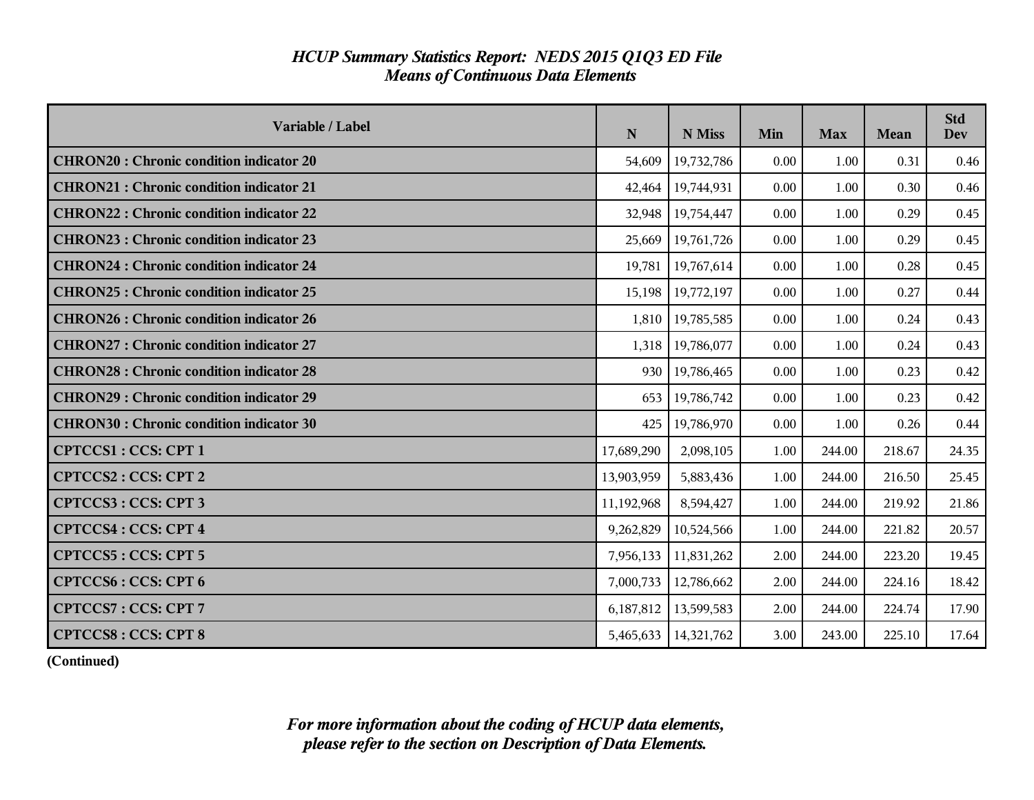## *HCUP Summary Statistics Report: NEDS 2015 Q1Q3 ED File*
## *Means of Continuous Data Elements*

| Variable / Label | N | N Miss | Min | Max | Mean | Std Dev |
|---|---|---|---|---|---|---|
| **CHRON20 : Chronic condition indicator 20** | 54,609 | 19,732,786 | 0.00 | 1.00 | 0.31 | 0.46 |
| **CHRON21 : Chronic condition indicator 21** | 42,464 | 19,744,931 | 0.00 | 1.00 | 0.30 | 0.46 |
| **CHRON22 : Chronic condition indicator 22** | 32,948 | 19,754,447 | 0.00 | 1.00 | 0.29 | 0.45 |
| **CHRON23 : Chronic condition indicator 23** | 25,669 | 19,761,726 | 0.00 | 1.00 | 0.29 | 0.45 |
| **CHRON24 : Chronic condition indicator 24** | 19,781 | 19,767,614 | 0.00 | 1.00 | 0.28 | 0.45 |
| **CHRON25 : Chronic condition indicator 25** | 15,198 | 19,772,197 | 0.00 | 1.00 | 0.27 | 0.44 |
| **CHRON26 : Chronic condition indicator 26** | 1,810 | 19,785,585 | 0.00 | 1.00 | 0.24 | 0.43 |
| **CHRON27 : Chronic condition indicator 27** | 1,318 | 19,786,077 | 0.00 | 1.00 | 0.24 | 0.43 |
| **CHRON28 : Chronic condition indicator 28** | 930 | 19,786,465 | 0.00 | 1.00 | 0.23 | 0.42 |
| **CHRON29 : Chronic condition indicator 29** | 653 | 19,786,742 | 0.00 | 1.00 | 0.23 | 0.42 |
| **CHRON30 : Chronic condition indicator 30** | 425 | 19,786,970 | 0.00 | 1.00 | 0.26 | 0.44 |
| **CPTCCS1 : CCS: CPT 1** | 17,689,290 | 2,098,105 | 1.00 | 244.00 | 218.67 | 24.35 |
| **CPTCCS2 : CCS: CPT 2** | 13,903,959 | 5,883,436 | 1.00 | 244.00 | 216.50 | 25.45 |
| **CPTCCS3 : CCS: CPT 3** | 11,192,968 | 8,594,427 | 1.00 | 244.00 | 219.92 | 21.86 |
| **CPTCCS4 : CCS: CPT 4** | 9,262,829 | 10,524,566 | 1.00 | 244.00 | 221.82 | 20.57 |
| **CPTCCS5 : CCS: CPT 5** | 7,956,133 | 11,831,262 | 2.00 | 244.00 | 223.20 | 19.45 |
| **CPTCCS6 : CCS: CPT 6** | 7,000,733 | 12,786,662 | 2.00 | 244.00 | 224.16 | 18.42 |
| **CPTCCS7 : CCS: CPT 7** | 6,187,812 | 13,599,583 | 2.00 | 244.00 | 224.74 | 17.90 |
| **CPTCCS8 : CCS: CPT 8** | 5,465,633 | 14,321,762 | 3.00 | 243.00 | 225.10 | 17.64 |

**(Continued)**

***For more information about the coding of HCUP data elements, please refer to the section on Description of Data Elements.***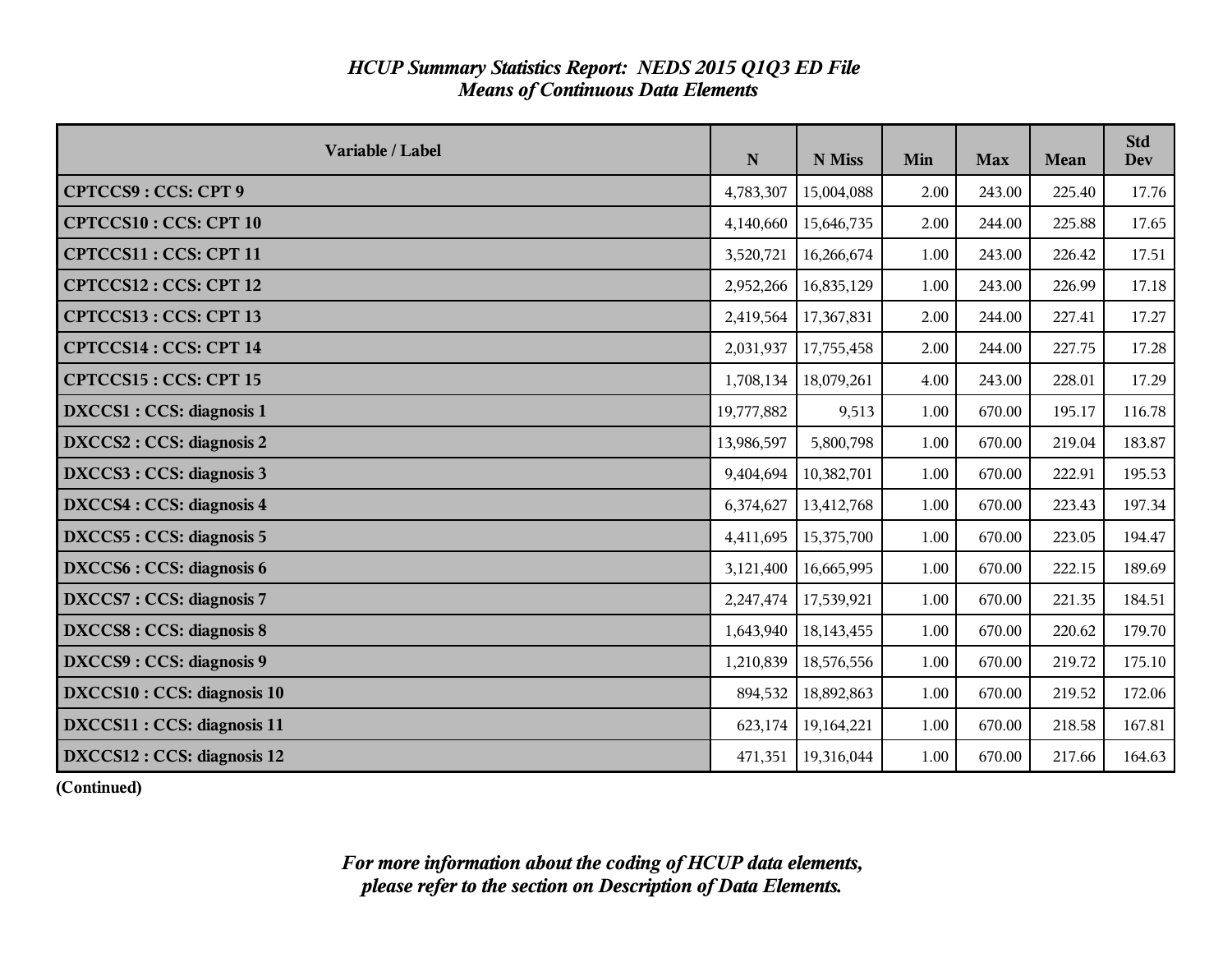# *HCUP Summary Statistics Report: NEDS 2015 Q1Q3 ED File*
## *Means of Continuous Data Elements*

| Variable / Label | N | N Miss | Min | Max | Mean | Std Dev |
|---|---|---|---|---|---|---|
| **CPTCCS9 : CCS: CPT 9** | 4,783,307 | 15,004,088 | 2.00 | 243.00 | 225.40 | 17.76 |
| **CPTCCS10 : CCS: CPT 10** | 4,140,660 | 15,646,735 | 2.00 | 244.00 | 225.88 | 17.65 |
| **CPTCCS11 : CCS: CPT 11** | 3,520,721 | 16,266,674 | 1.00 | 243.00 | 226.42 | 17.51 |
| **CPTCCS12 : CCS: CPT 12** | 2,952,266 | 16,835,129 | 1.00 | 243.00 | 226.99 | 17.18 |
| **CPTCCS13 : CCS: CPT 13** | 2,419,564 | 17,367,831 | 2.00 | 244.00 | 227.41 | 17.27 |
| **CPTCCS14 : CCS: CPT 14** | 2,031,937 | 17,755,458 | 2.00 | 244.00 | 227.75 | 17.28 |
| **CPTCCS15 : CCS: CPT 15** | 1,708,134 | 18,079,261 | 4.00 | 243.00 | 228.01 | 17.29 |
| **DXCCS1 : CCS: diagnosis 1** | 19,777,882 | 9,513 | 1.00 | 670.00 | 195.17 | 116.78 |
| **DXCCS2 : CCS: diagnosis 2** | 13,986,597 | 5,800,798 | 1.00 | 670.00 | 219.04 | 183.87 |
| **DXCCS3 : CCS: diagnosis 3** | 9,404,694 | 10,382,701 | 1.00 | 670.00 | 222.91 | 195.53 |
| **DXCCS4 : CCS: diagnosis 4** | 6,374,627 | 13,412,768 | 1.00 | 670.00 | 223.43 | 197.34 |
| **DXCCS5 : CCS: diagnosis 5** | 4,411,695 | 15,375,700 | 1.00 | 670.00 | 223.05 | 194.47 |
| **DXCCS6 : CCS: diagnosis 6** | 3,121,400 | 16,665,995 | 1.00 | 670.00 | 222.15 | 189.69 |
| **DXCCS7 : CCS: diagnosis 7** | 2,247,474 | 17,539,921 | 1.00 | 670.00 | 221.35 | 184.51 |
| **DXCCS8 : CCS: diagnosis 8** | 1,643,940 | 18,143,455 | 1.00 | 670.00 | 220.62 | 179.70 |
| **DXCCS9 : CCS: diagnosis 9** | 1,210,839 | 18,576,556 | 1.00 | 670.00 | 219.72 | 175.10 |
| **DXCCS10 : CCS: diagnosis 10** | 894,532 | 18,892,863 | 1.00 | 670.00 | 219.52 | 172.06 |
| **DXCCS11 : CCS: diagnosis 11** | 623,174 | 19,164,221 | 1.00 | 670.00 | 218.58 | 167.81 |
| **DXCCS12 : CCS: diagnosis 12** | 471,351 | 19,316,044 | 1.00 | 670.00 | 217.66 | 164.63 |

**(Continued)**

*For more information about the coding of HCUP data elements, please refer to the section on Description of Data Elements.*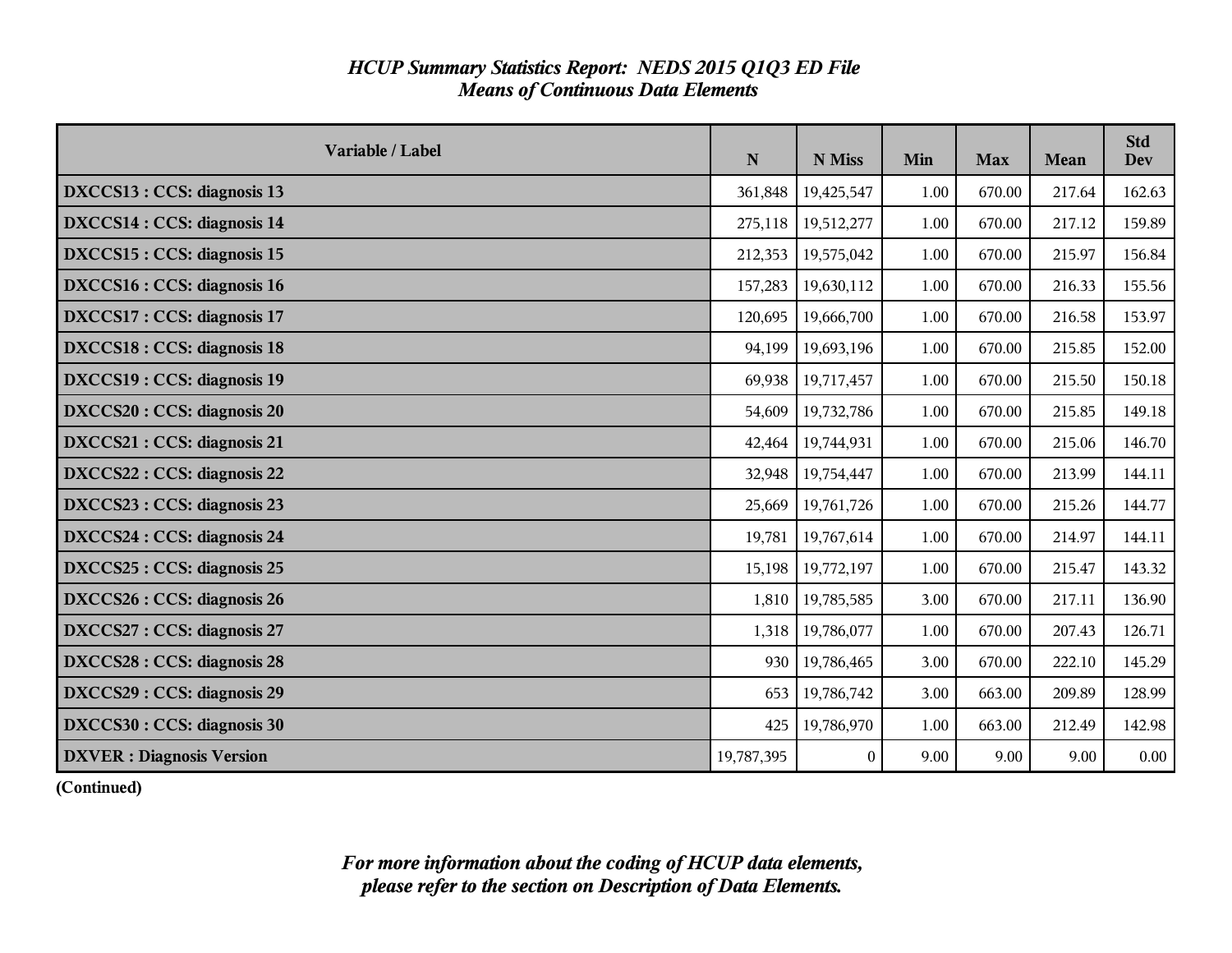# *HCUP Summary Statistics Report: NEDS 2015 Q1Q3 ED File*
## *Means of Continuous Data Elements*

| Variable / Label | N | N Miss | Min | Max | Mean | Std Dev |
|---|---|---|---|---|---|---|
| **DXCCS13 : CCS: diagnosis 13** | 361,848 | 19,425,547 | 1.00 | 670.00 | 217.64 | 162.63 |
| **DXCCS14 : CCS: diagnosis 14** | 275,118 | 19,512,277 | 1.00 | 670.00 | 217.12 | 159.89 |
| **DXCCS15 : CCS: diagnosis 15** | 212,353 | 19,575,042 | 1.00 | 670.00 | 215.97 | 156.84 |
| **DXCCS16 : CCS: diagnosis 16** | 157,283 | 19,630,112 | 1.00 | 670.00 | 216.33 | 155.56 |
| **DXCCS17 : CCS: diagnosis 17** | 120,695 | 19,666,700 | 1.00 | 670.00 | 216.58 | 153.97 |
| **DXCCS18 : CCS: diagnosis 18** | 94,199 | 19,693,196 | 1.00 | 670.00 | 215.85 | 152.00 |
| **DXCCS19 : CCS: diagnosis 19** | 69,938 | 19,717,457 | 1.00 | 670.00 | 215.50 | 150.18 |
| **DXCCS20 : CCS: diagnosis 20** | 54,609 | 19,732,786 | 1.00 | 670.00 | 215.85 | 149.18 |
| **DXCCS21 : CCS: diagnosis 21** | 42,464 | 19,744,931 | 1.00 | 670.00 | 215.06 | 146.70 |
| **DXCCS22 : CCS: diagnosis 22** | 32,948 | 19,754,447 | 1.00 | 670.00 | 213.99 | 144.11 |
| **DXCCS23 : CCS: diagnosis 23** | 25,669 | 19,761,726 | 1.00 | 670.00 | 215.26 | 144.77 |
| **DXCCS24 : CCS: diagnosis 24** | 19,781 | 19,767,614 | 1.00 | 670.00 | 214.97 | 144.11 |
| **DXCCS25 : CCS: diagnosis 25** | 15,198 | 19,772,197 | 1.00 | 670.00 | 215.47 | 143.32 |
| **DXCCS26 : CCS: diagnosis 26** | 1,810 | 19,785,585 | 3.00 | 670.00 | 217.11 | 136.90 |
| **DXCCS27 : CCS: diagnosis 27** | 1,318 | 19,786,077 | 1.00 | 670.00 | 207.43 | 126.71 |
| **DXCCS28 : CCS: diagnosis 28** | 930 | 19,786,465 | 3.00 | 670.00 | 222.10 | 145.29 |
| **DXCCS29 : CCS: diagnosis 29** | 653 | 19,786,742 | 3.00 | 663.00 | 209.89 | 128.99 |
| **DXCCS30 : CCS: diagnosis 30** | 425 | 19,786,970 | 1.00 | 663.00 | 212.49 | 142.98 |
| **DXVER : Diagnosis Version** | 19,787,395 | 0 | 9.00 | 9.00 | 9.00 | 0.00 |

**(Continued)**

***For more information about the coding of HCUP data elements, please refer to the section on Description of Data Elements.***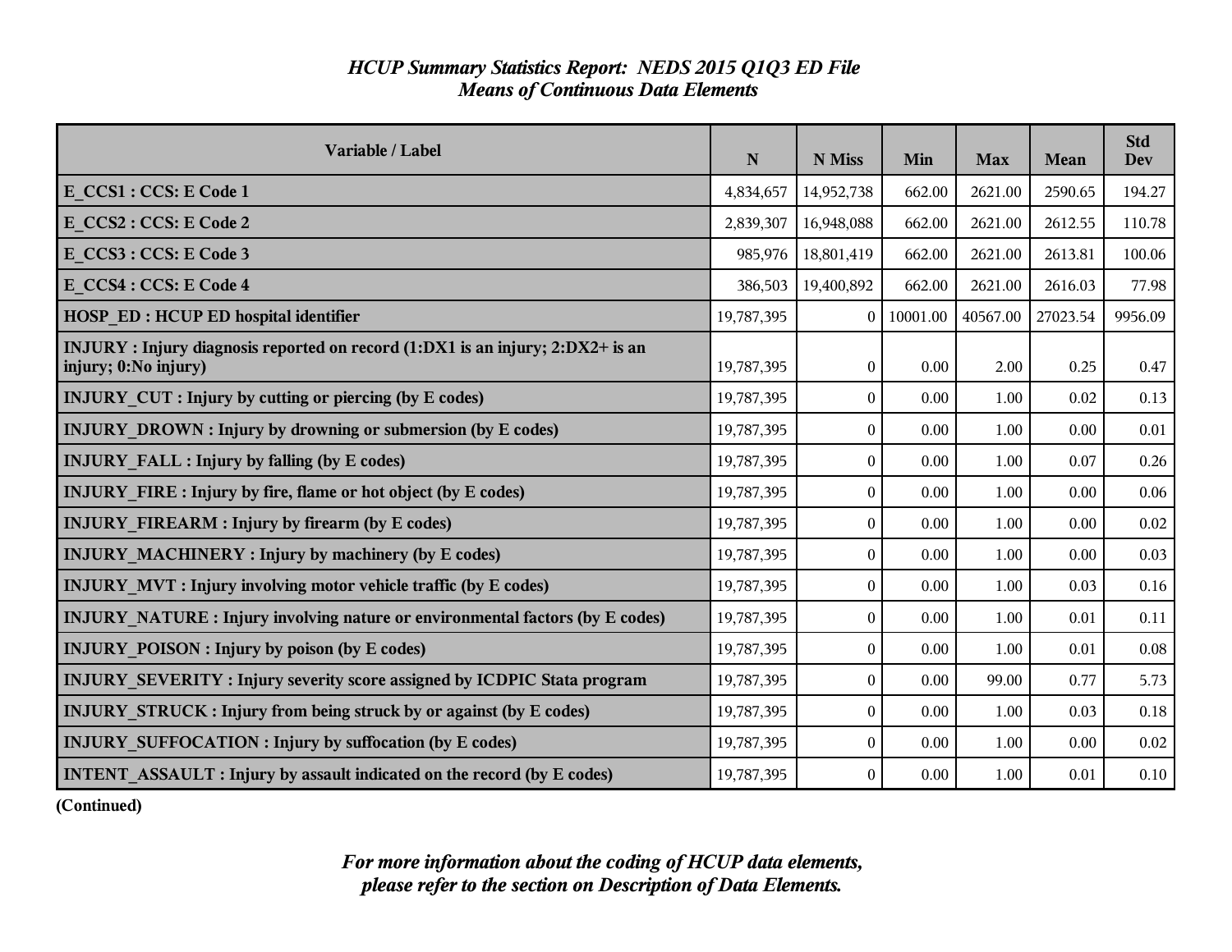## *HCUP Summary Statistics Report: NEDS 2015 Q1Q3 ED File*
## *Means of Continuous Data Elements*

| Variable / Label | N | N Miss | Min | Max | Mean | Std Dev |
|---|---|---|---|---|---|---|
| **E_CCS1 : CCS: E Code 1** | 4,834,657 | 14,952,738 | 662.00 | 2621.00 | 2590.65 | 194.27 |
| **E_CCS2 : CCS: E Code 2** | 2,839,307 | 16,948,088 | 662.00 | 2621.00 | 2612.55 | 110.78 |
| **E_CCS3 : CCS: E Code 3** | 985,976 | 18,801,419 | 662.00 | 2621.00 | 2613.81 | 100.06 |
| **E_CCS4 : CCS: E Code 4** | 386,503 | 19,400,892 | 662.00 | 2621.00 | 2616.03 | 77.98 |
| **HOSP_ED : HCUP ED hospital identifier** | 19,787,395 | 0 | 10001.00 | 40567.00 | 27023.54 | 9956.09 |
| **INJURY : Injury diagnosis reported on record (1:DX1 is an injury; 2:DX2+ is an injury; 0:No injury)** | 19,787,395 | 0 | 0.00 | 2.00 | 0.25 | 0.47 |
| **INJURY_CUT : Injury by cutting or piercing (by E codes)** | 19,787,395 | 0 | 0.00 | 1.00 | 0.02 | 0.13 |
| **INJURY_DROWN : Injury by drowning or submersion (by E codes)** | 19,787,395 | 0 | 0.00 | 1.00 | 0.00 | 0.01 |
| **INJURY_FALL : Injury by falling (by E codes)** | 19,787,395 | 0 | 0.00 | 1.00 | 0.07 | 0.26 |
| **INJURY_FIRE : Injury by fire, flame or hot object (by E codes)** | 19,787,395 | 0 | 0.00 | 1.00 | 0.00 | 0.06 |
| **INJURY_FIREARM : Injury by firearm (by E codes)** | 19,787,395 | 0 | 0.00 | 1.00 | 0.00 | 0.02 |
| **INJURY_MACHINERY : Injury by machinery (by E codes)** | 19,787,395 | 0 | 0.00 | 1.00 | 0.00 | 0.03 |
| **INJURY_MVT : Injury involving motor vehicle traffic (by E codes)** | 19,787,395 | 0 | 0.00 | 1.00 | 0.03 | 0.16 |
| **INJURY_NATURE : Injury involving nature or environmental factors (by E codes)** | 19,787,395 | 0 | 0.00 | 1.00 | 0.01 | 0.11 |
| **INJURY_POISON : Injury by poison (by E codes)** | 19,787,395 | 0 | 0.00 | 1.00 | 0.01 | 0.08 |
| **INJURY_SEVERITY : Injury severity score assigned by ICDPIC Stata program** | 19,787,395 | 0 | 0.00 | 99.00 | 0.77 | 5.73 |
| **INJURY_STRUCK : Injury from being struck by or against (by E codes)** | 19,787,395 | 0 | 0.00 | 1.00 | 0.03 | 0.18 |
| **INJURY_SUFFOCATION : Injury by suffocation (by E codes)** | 19,787,395 | 0 | 0.00 | 1.00 | 0.00 | 0.02 |
| **INTENT_ASSAULT : Injury by assault indicated on the record (by E codes)** | 19,787,395 | 0 | 0.00 | 1.00 | 0.01 | 0.10 |

**(Continued)**

***For more information about the coding of HCUP data elements, please refer to the section on Description of Data Elements.***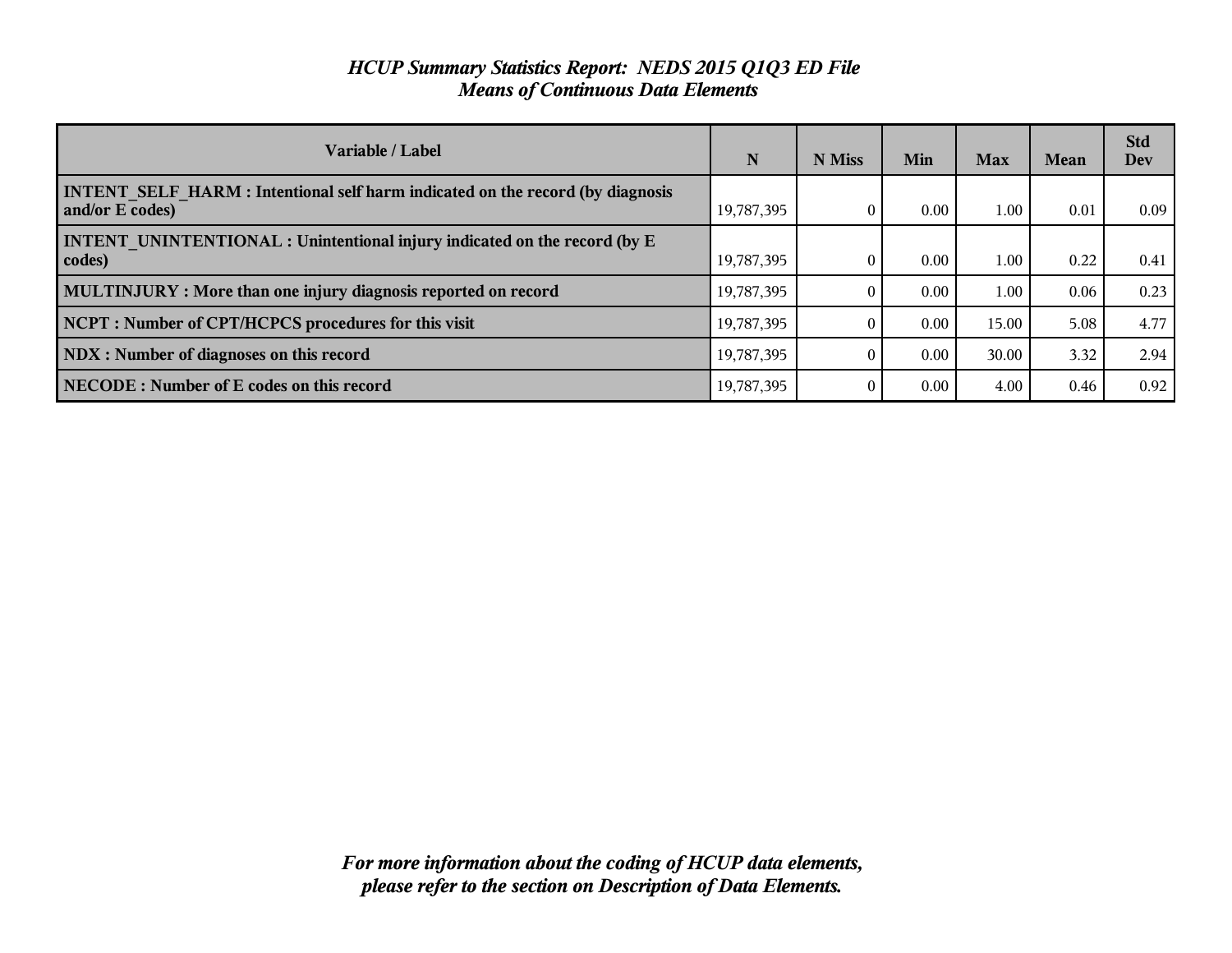## *HCUP Summary Statistics Report: NEDS 2015 Q1Q3 ED File*
## *Means of Continuous Data Elements*

| Variable / Label | N | N Miss | Min | Max | Mean | Std Dev |
|---|---|---|---|---|---|---|
| **INTENT_SELF_HARM : Intentional self harm indicated on the record (by diagnosis and/or E codes)** | 19,787,395 | 0 | 0.00 | 1.00 | 0.01 | 0.09 |
| **INTENT_UNINTENTIONAL : Unintentional injury indicated on the record (by E codes)** | 19,787,395 | 0 | 0.00 | 1.00 | 0.22 | 0.41 |
| **MULTINJURY : More than one injury diagnosis reported on record** | 19,787,395 | 0 | 0.00 | 1.00 | 0.06 | 0.23 |
| **NCPT : Number of CPT/HCPCS procedures for this visit** | 19,787,395 | 0 | 0.00 | 15.00 | 5.08 | 4.77 |
| **NDX : Number of diagnoses on this record** | 19,787,395 | 0 | 0.00 | 30.00 | 3.32 | 2.94 |
| **NECODE : Number of E codes on this record** | 19,787,395 | 0 | 0.00 | 4.00 | 0.46 | 0.92 |

***For more information about the coding of HCUP data elements, please refer to the section on Description of Data Elements.***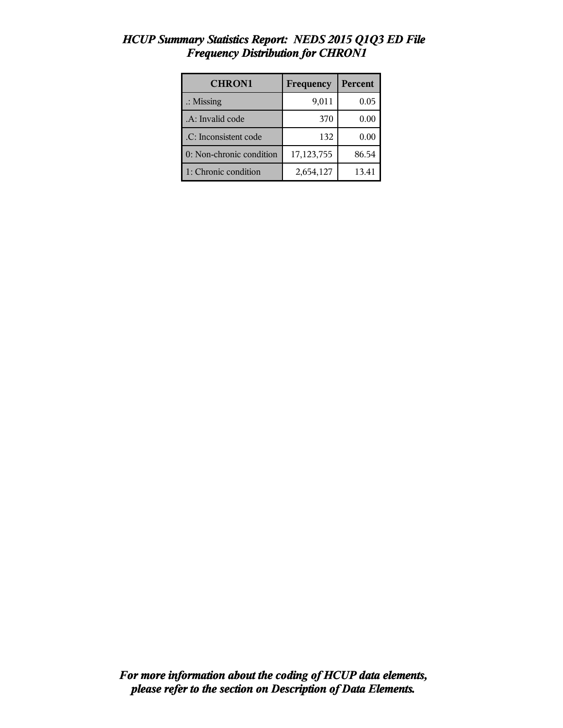# *HCUP Summary Statistics Report: NEDS 2015 Q1Q3 ED File*
## *Frequency Distribution for CHRON1*

| CHRON1 | Frequency | Percent |
|---|---|---|
| .: Missing | 9,011 | 0.05 |
| .A: Invalid code | 370 | 0.00 |
| .C: Inconsistent code | 132 | 0.00 |
| 0: Non-chronic condition | 17,123,755 | 86.54 |
| 1: Chronic condition | 2,654,127 | 13.41 |

***For more information about the coding of HCUP data elements, please refer to the section on Description of Data Elements.***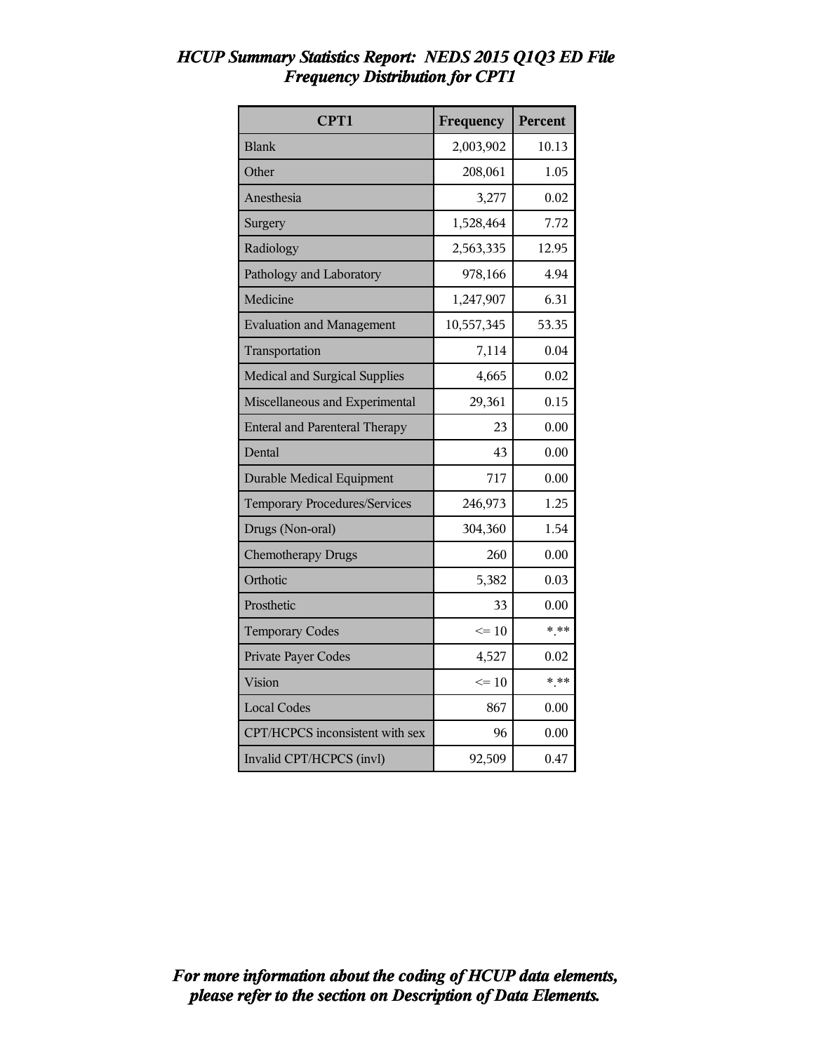# *HCUP Summary Statistics Report: NEDS 2015 Q1Q3 ED File*
## *Frequency Distribution for CPT1*

| CPT1 | Frequency | Percent |
|---|---|---|
| Blank | 2,003,902 | 10.13 |
| Other | 208,061 | 1.05 |
| Anesthesia | 3,277 | 0.02 |
| Surgery | 1,528,464 | 7.72 |
| Radiology | 2,563,335 | 12.95 |
| Pathology and Laboratory | 978,166 | 4.94 |
| Medicine | 1,247,907 | 6.31 |
| Evaluation and Management | 10,557,345 | 53.35 |
| Transportation | 7,114 | 0.04 |
| Medical and Surgical Supplies | 4,665 | 0.02 |
| Miscellaneous and Experimental | 29,361 | 0.15 |
| Enteral and Parenteral Therapy | 23 | 0.00 |
| Dental | 43 | 0.00 |
| Durable Medical Equipment | 717 | 0.00 |
| Temporary Procedures/Services | 246,973 | 1.25 |
| Drugs (Non-oral) | 304,360 | 1.54 |
| Chemotherapy Drugs | 260 | 0.00 |
| Orthotic | 5,382 | 0.03 |
| Prosthetic | 33 | 0.00 |
| Temporary Codes | <= 10 | *.** |
| Private Payer Codes | 4,527 | 0.02 |
| Vision | <= 10 | *.** |
| Local Codes | 867 | 0.00 |
| CPT/HCPCS inconsistent with sex | 96 | 0.00 |
| Invalid CPT/HCPCS (invl) | 92,509 | 0.47 |

***For more information about the coding of HCUP data elements, please refer to the section on Description of Data Elements.***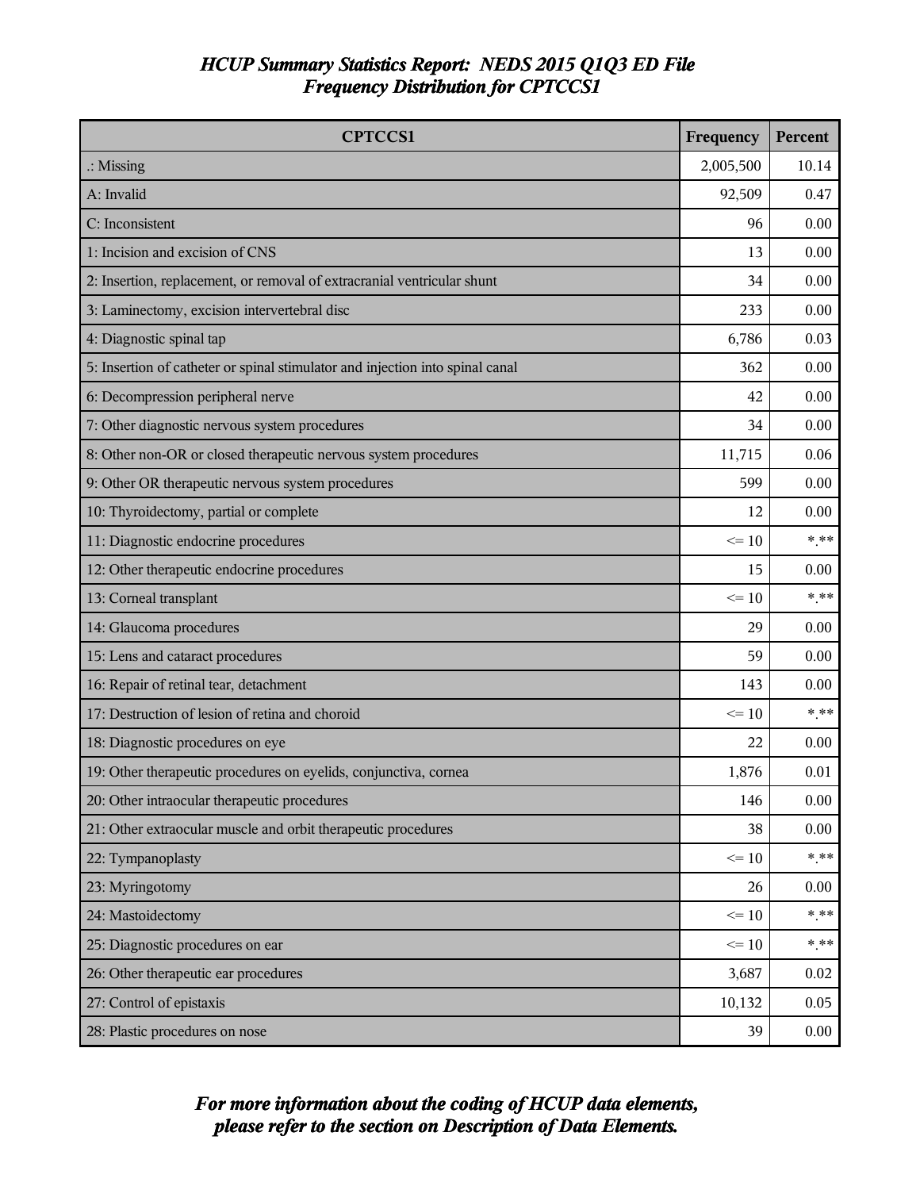*HCUP Summary Statistics Report: NEDS 2015 Q1Q3 ED File*
*Frequency Distribution for CPTCCS1*

| CPTCCS1 | Frequency | Percent |
|---|---|---|
| .: Missing | 2,005,500 | 10.14 |
| A: Invalid | 92,509 | 0.47 |
| C: Inconsistent | 96 | 0.00 |
| 1: Incision and excision of CNS | 13 | 0.00 |
| 2: Insertion, replacement, or removal of extracranial ventricular shunt | 34 | 0.00 |
| 3: Laminectomy, excision intervertebral disc | 233 | 0.00 |
| 4: Diagnostic spinal tap | 6,786 | 0.03 |
| 5: Insertion of catheter or spinal stimulator and injection into spinal canal | 362 | 0.00 |
| 6: Decompression peripheral nerve | 42 | 0.00 |
| 7: Other diagnostic nervous system procedures | 34 | 0.00 |
| 8: Other non-OR or closed therapeutic nervous system procedures | 11,715 | 0.06 |
| 9: Other OR therapeutic nervous system procedures | 599 | 0.00 |
| 10: Thyroidectomy, partial or complete | 12 | 0.00 |
| 11: Diagnostic endocrine procedures | <= 10 | *.** |
| 12: Other therapeutic endocrine procedures | 15 | 0.00 |
| 13: Corneal transplant | <= 10 | *.** |
| 14: Glaucoma procedures | 29 | 0.00 |
| 15: Lens and cataract procedures | 59 | 0.00 |
| 16: Repair of retinal tear, detachment | 143 | 0.00 |
| 17: Destruction of lesion of retina and choroid | <= 10 | *.** |
| 18: Diagnostic procedures on eye | 22 | 0.00 |
| 19: Other therapeutic procedures on eyelids, conjunctiva, cornea | 1,876 | 0.01 |
| 20: Other intraocular therapeutic procedures | 146 | 0.00 |
| 21: Other extraocular muscle and orbit therapeutic procedures | 38 | 0.00 |
| 22: Tympanoplasty | <= 10 | *.** |
| 23: Myringotomy | 26 | 0.00 |
| 24: Mastoidectomy | <= 10 | *.** |
| 25: Diagnostic procedures on ear | <= 10 | *.** |
| 26: Other therapeutic ear procedures | 3,687 | 0.02 |
| 27: Control of epistaxis | 10,132 | 0.05 |
| 28: Plastic procedures on nose | 39 | 0.00 |

***For more information about the coding of HCUP data elements, please refer to the section on Description of Data Elements.***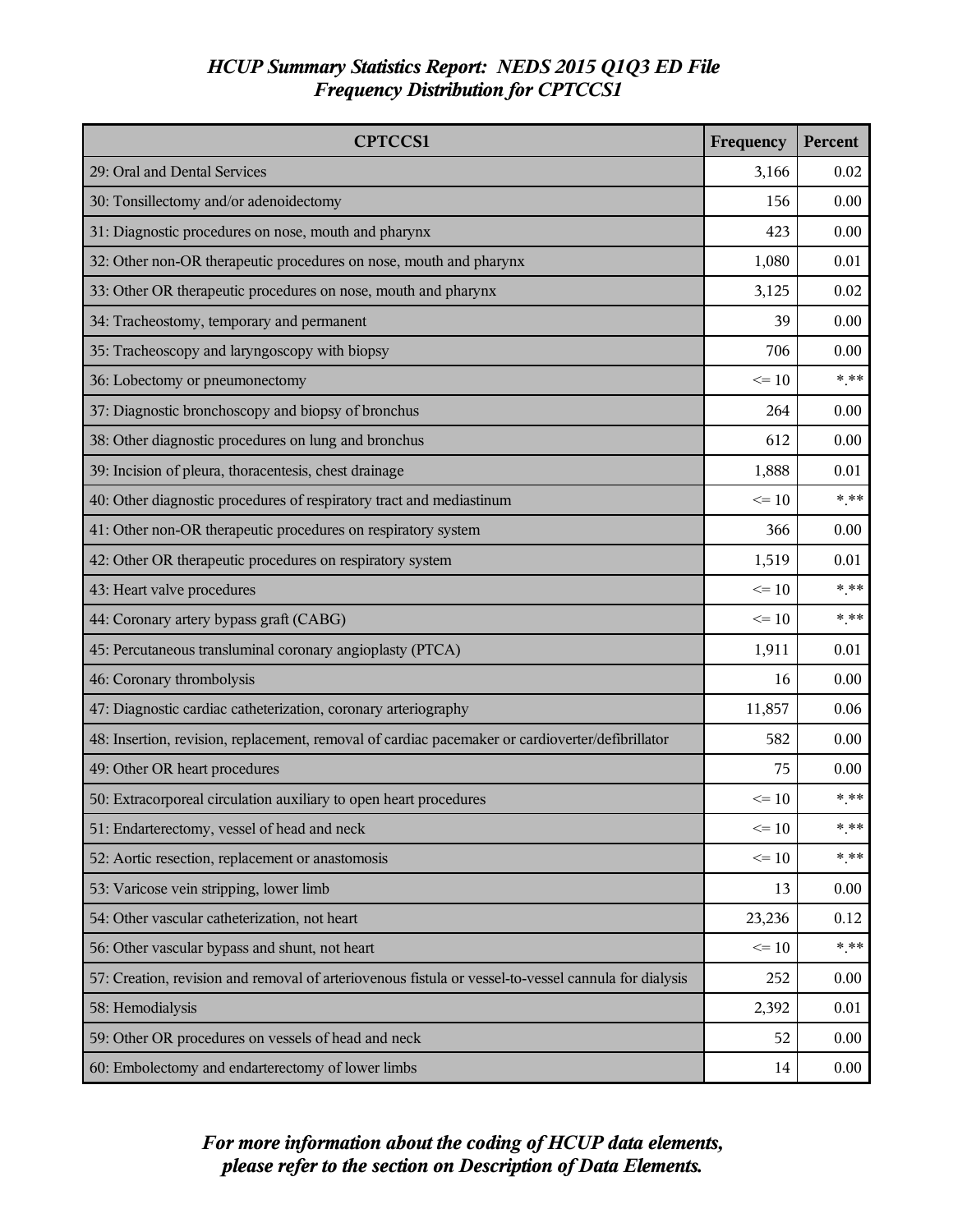## *HCUP Summary Statistics Report: NEDS 2015 Q1Q3 ED File*
## *Frequency Distribution for CPTCCS1*

| CPTCCS1 | Frequency | Percent |
|---|---|---|
| 29: Oral and Dental Services | 3,166 | 0.02 |
| 30: Tonsillectomy and/or adenoidectomy | 156 | 0.00 |
| 31: Diagnostic procedures on nose, mouth and pharynx | 423 | 0.00 |
| 32: Other non-OR therapeutic procedures on nose, mouth and pharynx | 1,080 | 0.01 |
| 33: Other OR therapeutic procedures on nose, mouth and pharynx | 3,125 | 0.02 |
| 34: Tracheostomy, temporary and permanent | 39 | 0.00 |
| 35: Tracheoscopy and laryngoscopy with biopsy | 706 | 0.00 |
| 36: Lobectomy or pneumonectomy | <= 10 | *.** |
| 37: Diagnostic bronchoscopy and biopsy of bronchus | 264 | 0.00 |
| 38: Other diagnostic procedures on lung and bronchus | 612 | 0.00 |
| 39: Incision of pleura, thoracentesis, chest drainage | 1,888 | 0.01 |
| 40: Other diagnostic procedures of respiratory tract and mediastinum | <= 10 | *.** |
| 41: Other non-OR therapeutic procedures on respiratory system | 366 | 0.00 |
| 42: Other OR therapeutic procedures on respiratory system | 1,519 | 0.01 |
| 43: Heart valve procedures | <= 10 | *.** |
| 44: Coronary artery bypass graft (CABG) | <= 10 | *.** |
| 45: Percutaneous transluminal coronary angioplasty (PTCA) | 1,911 | 0.01 |
| 46: Coronary thrombolysis | 16 | 0.00 |
| 47: Diagnostic cardiac catheterization, coronary arteriography | 11,857 | 0.06 |
| 48: Insertion, revision, replacement, removal of cardiac pacemaker or cardioverter/defibrillator | 582 | 0.00 |
| 49: Other OR heart procedures | 75 | 0.00 |
| 50: Extracorporeal circulation auxiliary to open heart procedures | <= 10 | *.** |
| 51: Endarterectomy, vessel of head and neck | <= 10 | *.** |
| 52: Aortic resection, replacement or anastomosis | <= 10 | *.** |
| 53: Varicose vein stripping, lower limb | 13 | 0.00 |
| 54: Other vascular catheterization, not heart | 23,236 | 0.12 |
| 56: Other vascular bypass and shunt, not heart | <= 10 | *.** |
| 57: Creation, revision and removal of arteriovenous fistula or vessel-to-vessel cannula for dialysis | 252 | 0.00 |
| 58: Hemodialysis | 2,392 | 0.01 |
| 59: Other OR procedures on vessels of head and neck | 52 | 0.00 |
| 60: Embolectomy and endarterectomy of lower limbs | 14 | 0.00 |

***For more information about the coding of HCUP data elements, please refer to the section on Description of Data Elements.***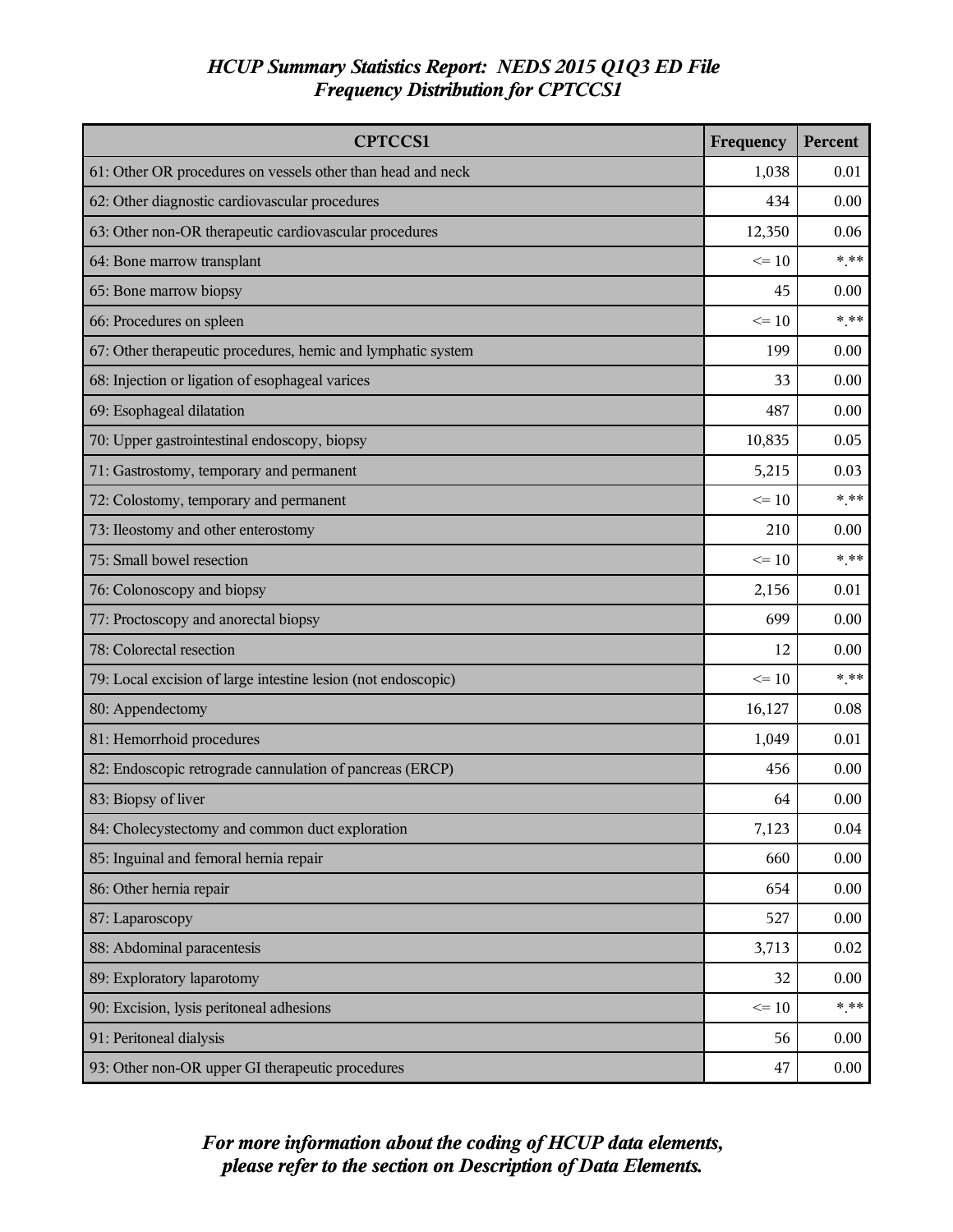# *HCUP Summary Statistics Report: NEDS 2015 Q1Q3 ED File*
## *Frequency Distribution for CPTCCS1*

| CPTCCS1 | Frequency | Percent |
|---|---|---|
| 61: Other OR procedures on vessels other than head and neck | 1,038 | 0.01 |
| 62: Other diagnostic cardiovascular procedures | 434 | 0.00 |
| 63: Other non-OR therapeutic cardiovascular procedures | 12,350 | 0.06 |
| 64: Bone marrow transplant | <= 10 | *.** |
| 65: Bone marrow biopsy | 45 | 0.00 |
| 66: Procedures on spleen | <= 10 | *.** |
| 67: Other therapeutic procedures, hemic and lymphatic system | 199 | 0.00 |
| 68: Injection or ligation of esophageal varices | 33 | 0.00 |
| 69: Esophageal dilatation | 487 | 0.00 |
| 70: Upper gastrointestinal endoscopy, biopsy | 10,835 | 0.05 |
| 71: Gastrostomy, temporary and permanent | 5,215 | 0.03 |
| 72: Colostomy, temporary and permanent | <= 10 | *.** |
| 73: Ileostomy and other enterostomy | 210 | 0.00 |
| 75: Small bowel resection | <= 10 | *.** |
| 76: Colonoscopy and biopsy | 2,156 | 0.01 |
| 77: Proctoscopy and anorectal biopsy | 699 | 0.00 |
| 78: Colorectal resection | 12 | 0.00 |
| 79: Local excision of large intestine lesion (not endoscopic) | <= 10 | *.** |
| 80: Appendectomy | 16,127 | 0.08 |
| 81: Hemorrhoid procedures | 1,049 | 0.01 |
| 82: Endoscopic retrograde cannulation of pancreas (ERCP) | 456 | 0.00 |
| 83: Biopsy of liver | 64 | 0.00 |
| 84: Cholecystectomy and common duct exploration | 7,123 | 0.04 |
| 85: Inguinal and femoral hernia repair | 660 | 0.00 |
| 86: Other hernia repair | 654 | 0.00 |
| 87: Laparoscopy | 527 | 0.00 |
| 88: Abdominal paracentesis | 3,713 | 0.02 |
| 89: Exploratory laparotomy | 32 | 0.00 |
| 90: Excision, lysis peritoneal adhesions | <= 10 | *.** |
| 91: Peritoneal dialysis | 56 | 0.00 |
| 93: Other non-OR upper GI therapeutic procedures | 47 | 0.00 |

***For more information about the coding of HCUP data elements, please refer to the section on Description of Data Elements.***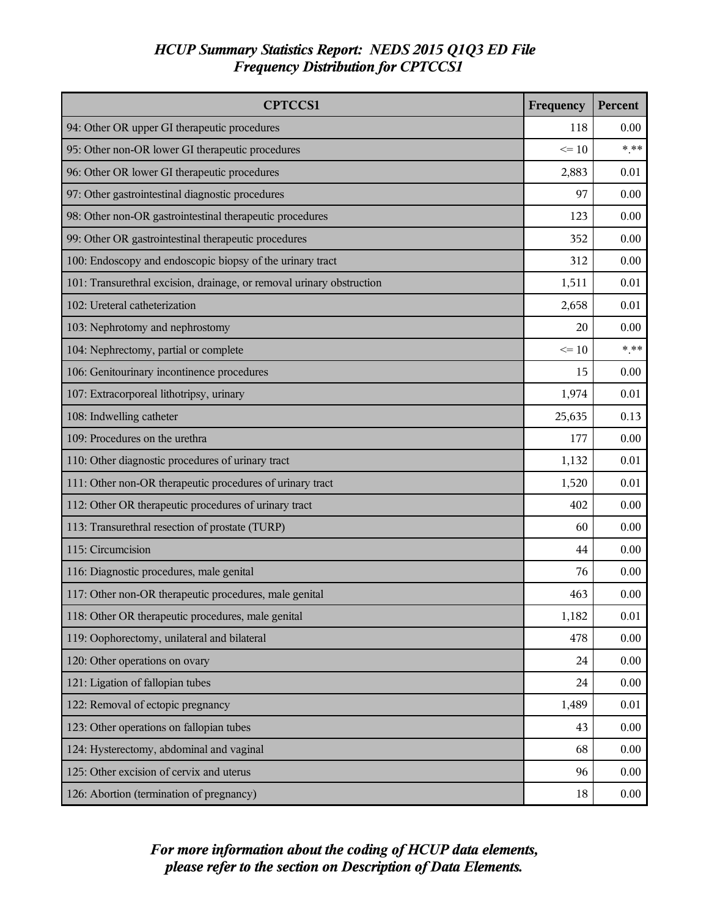# *HCUP Summary Statistics Report: NEDS 2015 Q1Q3 ED File*
## *Frequency Distribution for CPTCCS1*

| CPTCCS1 | Frequency | Percent |
|---|---|---|
| 94: Other OR upper GI therapeutic procedures | 118 | 0.00 |
| 95: Other non-OR lower GI therapeutic procedures | <= 10 | *.** |
| 96: Other OR lower GI therapeutic procedures | 2,883 | 0.01 |
| 97: Other gastrointestinal diagnostic procedures | 97 | 0.00 |
| 98: Other non-OR gastrointestinal therapeutic procedures | 123 | 0.00 |
| 99: Other OR gastrointestinal therapeutic procedures | 352 | 0.00 |
| 100: Endoscopy and endoscopic biopsy of the urinary tract | 312 | 0.00 |
| 101: Transurethral excision, drainage, or removal urinary obstruction | 1,511 | 0.01 |
| 102: Ureteral catheterization | 2,658 | 0.01 |
| 103: Nephrotomy and nephrostomy | 20 | 0.00 |
| 104: Nephrectomy, partial or complete | <= 10 | *.** |
| 106: Genitourinary incontinence procedures | 15 | 0.00 |
| 107: Extracorporeal lithotripsy, urinary | 1,974 | 0.01 |
| 108: Indwelling catheter | 25,635 | 0.13 |
| 109: Procedures on the urethra | 177 | 0.00 |
| 110: Other diagnostic procedures of urinary tract | 1,132 | 0.01 |
| 111: Other non-OR therapeutic procedures of urinary tract | 1,520 | 0.01 |
| 112: Other OR therapeutic procedures of urinary tract | 402 | 0.00 |
| 113: Transurethral resection of prostate (TURP) | 60 | 0.00 |
| 115: Circumcision | 44 | 0.00 |
| 116: Diagnostic procedures, male genital | 76 | 0.00 |
| 117: Other non-OR therapeutic procedures, male genital | 463 | 0.00 |
| 118: Other OR therapeutic procedures, male genital | 1,182 | 0.01 |
| 119: Oophorectomy, unilateral and bilateral | 478 | 0.00 |
| 120: Other operations on ovary | 24 | 0.00 |
| 121: Ligation of fallopian tubes | 24 | 0.00 |
| 122: Removal of ectopic pregnancy | 1,489 | 0.01 |
| 123: Other operations on fallopian tubes | 43 | 0.00 |
| 124: Hysterectomy, abdominal and vaginal | 68 | 0.00 |
| 125: Other excision of cervix and uterus | 96 | 0.00 |
| 126: Abortion (termination of pregnancy) | 18 | 0.00 |

***For more information about the coding of HCUP data elements, please refer to the section on Description of Data Elements.***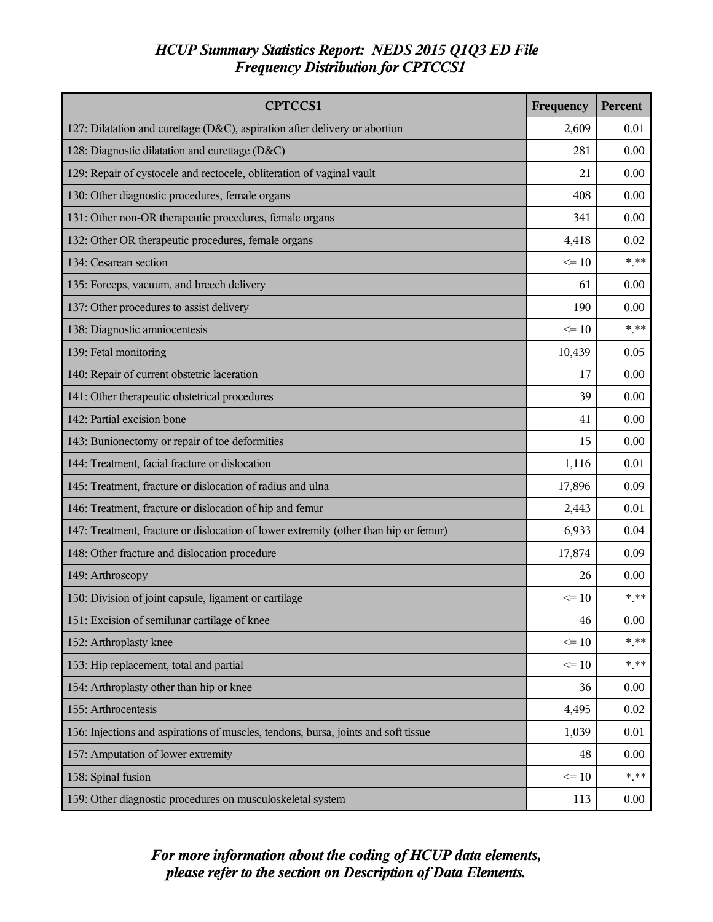# *HCUP Summary Statistics Report: NEDS 2015 Q1Q3 ED File*
## *Frequency Distribution for CPTCCS1*

| CPTCCS1 | Frequency | Percent |
|---|---|---|
| 127: Dilatation and curettage (D&C), aspiration after delivery or abortion | 2,609 | 0.01 |
| 128: Diagnostic dilatation and curettage (D&C) | 281 | 0.00 |
| 129: Repair of cystocele and rectocele, obliteration of vaginal vault | 21 | 0.00 |
| 130: Other diagnostic procedures, female organs | 408 | 0.00 |
| 131: Other non-OR therapeutic procedures, female organs | 341 | 0.00 |
| 132: Other OR therapeutic procedures, female organs | 4,418 | 0.02 |
| 134: Cesarean section | <= 10 | *.** |
| 135: Forceps, vacuum, and breech delivery | 61 | 0.00 |
| 137: Other procedures to assist delivery | 190 | 0.00 |
| 138: Diagnostic amniocentesis | <= 10 | *.** |
| 139: Fetal monitoring | 10,439 | 0.05 |
| 140: Repair of current obstetric laceration | 17 | 0.00 |
| 141: Other therapeutic obstetrical procedures | 39 | 0.00 |
| 142: Partial excision bone | 41 | 0.00 |
| 143: Bunionectomy or repair of toe deformities | 15 | 0.00 |
| 144: Treatment, facial fracture or dislocation | 1,116 | 0.01 |
| 145: Treatment, fracture or dislocation of radius and ulna | 17,896 | 0.09 |
| 146: Treatment, fracture or dislocation of hip and femur | 2,443 | 0.01 |
| 147: Treatment, fracture or dislocation of lower extremity (other than hip or femur) | 6,933 | 0.04 |
| 148: Other fracture and dislocation procedure | 17,874 | 0.09 |
| 149: Arthroscopy | 26 | 0.00 |
| 150: Division of joint capsule, ligament or cartilage | <= 10 | *.** |
| 151: Excision of semilunar cartilage of knee | 46 | 0.00 |
| 152: Arthroplasty knee | <= 10 | *.** |
| 153: Hip replacement, total and partial | <= 10 | *.** |
| 154: Arthroplasty other than hip or knee | 36 | 0.00 |
| 155: Arthrocentesis | 4,495 | 0.02 |
| 156: Injections and aspirations of muscles, tendons, bursa, joints and soft tissue | 1,039 | 0.01 |
| 157: Amputation of lower extremity | 48 | 0.00 |
| 158: Spinal fusion | <= 10 | *.** |
| 159: Other diagnostic procedures on musculoskeletal system | 113 | 0.00 |

***For more information about the coding of HCUP data elements, please refer to the section on Description of Data Elements.***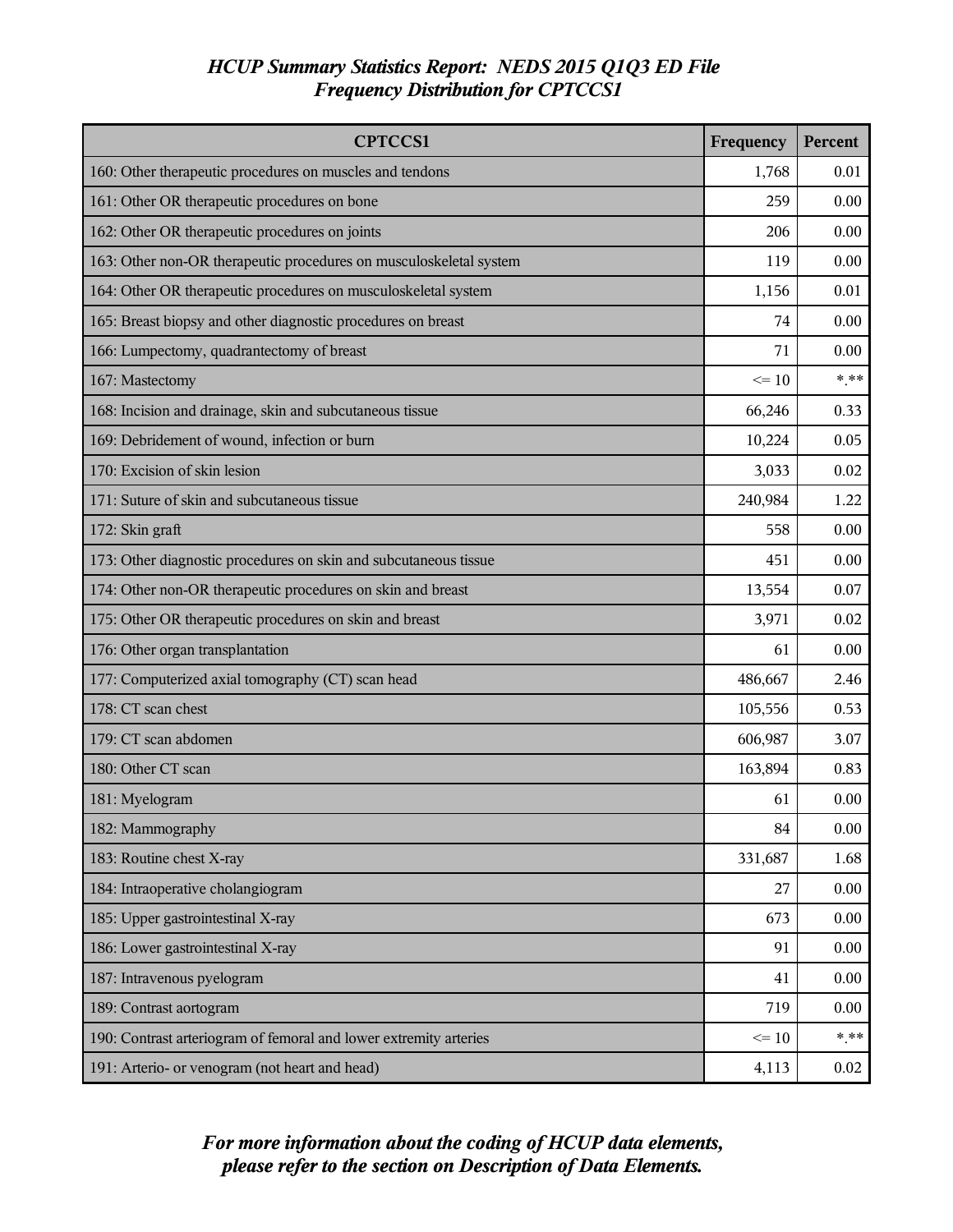# *HCUP Summary Statistics Report: NEDS 2015 Q1Q3 ED File*
## *Frequency Distribution for CPTCCS1*

| CPTCCS1 | Frequency | Percent |
|---|---|---|
| 160: Other therapeutic procedures on muscles and tendons | 1,768 | 0.01 |
| 161: Other OR therapeutic procedures on bone | 259 | 0.00 |
| 162: Other OR therapeutic procedures on joints | 206 | 0.00 |
| 163: Other non-OR therapeutic procedures on musculoskeletal system | 119 | 0.00 |
| 164: Other OR therapeutic procedures on musculoskeletal system | 1,156 | 0.01 |
| 165: Breast biopsy and other diagnostic procedures on breast | 74 | 0.00 |
| 166: Lumpectomy, quadrantectomy of breast | 71 | 0.00 |
| 167: Mastectomy | <= 10 | *.** |
| 168: Incision and drainage, skin and subcutaneous tissue | 66,246 | 0.33 |
| 169: Debridement of wound, infection or burn | 10,224 | 0.05 |
| 170: Excision of skin lesion | 3,033 | 0.02 |
| 171: Suture of skin and subcutaneous tissue | 240,984 | 1.22 |
| 172: Skin graft | 558 | 0.00 |
| 173: Other diagnostic procedures on skin and subcutaneous tissue | 451 | 0.00 |
| 174: Other non-OR therapeutic procedures on skin and breast | 13,554 | 0.07 |
| 175: Other OR therapeutic procedures on skin and breast | 3,971 | 0.02 |
| 176: Other organ transplantation | 61 | 0.00 |
| 177: Computerized axial tomography (CT) scan head | 486,667 | 2.46 |
| 178: CT scan chest | 105,556 | 0.53 |
| 179: CT scan abdomen | 606,987 | 3.07 |
| 180: Other CT scan | 163,894 | 0.83 |
| 181: Myelogram | 61 | 0.00 |
| 182: Mammography | 84 | 0.00 |
| 183: Routine chest X-ray | 331,687 | 1.68 |
| 184: Intraoperative cholangiogram | 27 | 0.00 |
| 185: Upper gastrointestinal X-ray | 673 | 0.00 |
| 186: Lower gastrointestinal X-ray | 91 | 0.00 |
| 187: Intravenous pyelogram | 41 | 0.00 |
| 189: Contrast aortogram | 719 | 0.00 |
| 190: Contrast arteriogram of femoral and lower extremity arteries | <= 10 | *.** |
| 191: Arterio- or venogram (not heart and head) | 4,113 | 0.02 |

***For more information about the coding of HCUP data elements, please refer to the section on Description of Data Elements.***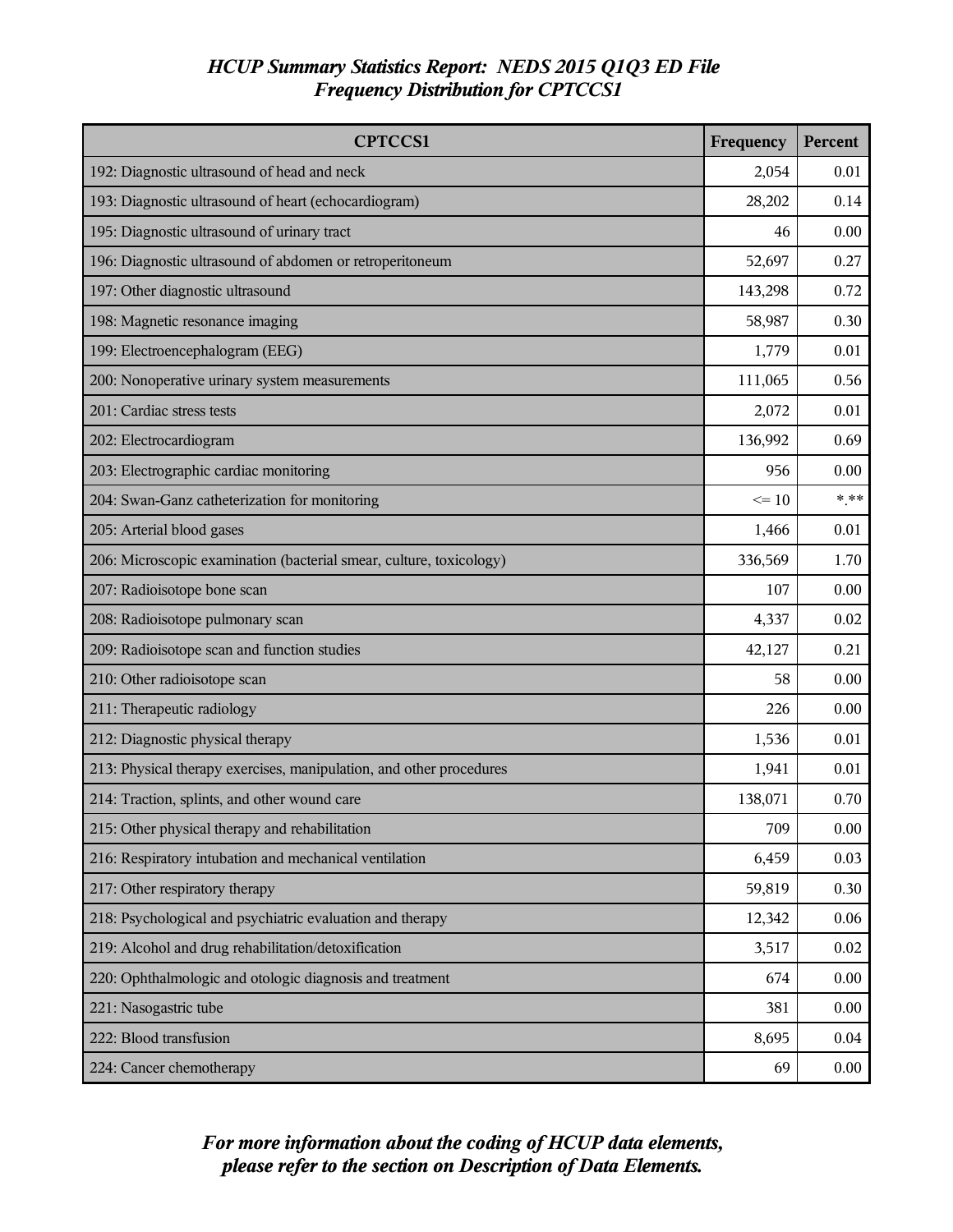# *HCUP Summary Statistics Report: NEDS 2015 Q1Q3 ED File*
## *Frequency Distribution for CPTCCS1*

| CPTCCS1 | Frequency | Percent |
|---|---|---|
| 192: Diagnostic ultrasound of head and neck | 2,054 | 0.01 |
| 193: Diagnostic ultrasound of heart (echocardiogram) | 28,202 | 0.14 |
| 195: Diagnostic ultrasound of urinary tract | 46 | 0.00 |
| 196: Diagnostic ultrasound of abdomen or retroperitoneum | 52,697 | 0.27 |
| 197: Other diagnostic ultrasound | 143,298 | 0.72 |
| 198: Magnetic resonance imaging | 58,987 | 0.30 |
| 199: Electroencephalogram (EEG) | 1,779 | 0.01 |
| 200: Nonoperative urinary system measurements | 111,065 | 0.56 |
| 201: Cardiac stress tests | 2,072 | 0.01 |
| 202: Electrocardiogram | 136,992 | 0.69 |
| 203: Electrographic cardiac monitoring | 956 | 0.00 |
| 204: Swan-Ganz catheterization for monitoring | <= 10 | *.** |
| 205: Arterial blood gases | 1,466 | 0.01 |
| 206: Microscopic examination (bacterial smear, culture, toxicology) | 336,569 | 1.70 |
| 207: Radioisotope bone scan | 107 | 0.00 |
| 208: Radioisotope pulmonary scan | 4,337 | 0.02 |
| 209: Radioisotope scan and function studies | 42,127 | 0.21 |
| 210: Other radioisotope scan | 58 | 0.00 |
| 211: Therapeutic radiology | 226 | 0.00 |
| 212: Diagnostic physical therapy | 1,536 | 0.01 |
| 213: Physical therapy exercises, manipulation, and other procedures | 1,941 | 0.01 |
| 214: Traction, splints, and other wound care | 138,071 | 0.70 |
| 215: Other physical therapy and rehabilitation | 709 | 0.00 |
| 216: Respiratory intubation and mechanical ventilation | 6,459 | 0.03 |
| 217: Other respiratory therapy | 59,819 | 0.30 |
| 218: Psychological and psychiatric evaluation and therapy | 12,342 | 0.06 |
| 219: Alcohol and drug rehabilitation/detoxification | 3,517 | 0.02 |
| 220: Ophthalmologic and otologic diagnosis and treatment | 674 | 0.00 |
| 221: Nasogastric tube | 381 | 0.00 |
| 222: Blood transfusion | 8,695 | 0.04 |
| 224: Cancer chemotherapy | 69 | 0.00 |

***For more information about the coding of HCUP data elements, please refer to the section on Description of Data Elements.***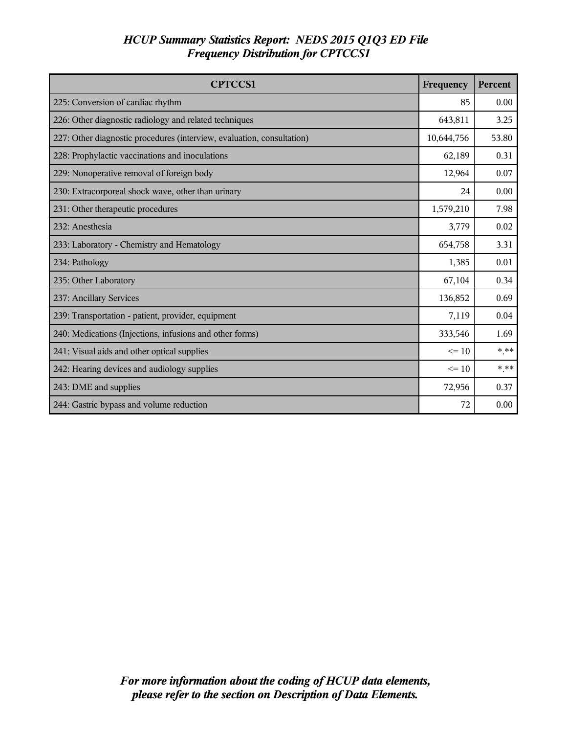*HCUP Summary Statistics Report: NEDS 2015 Q1Q3 ED File*
*Frequency Distribution for CPTCCS1*

| CPTCCS1 | Frequency | Percent |
|---|---|---|
| 225: Conversion of cardiac rhythm | 85 | 0.00 |
| 226: Other diagnostic radiology and related techniques | 643,811 | 3.25 |
| 227: Other diagnostic procedures (interview, evaluation, consultation) | 10,644,756 | 53.80 |
| 228: Prophylactic vaccinations and inoculations | 62,189 | 0.31 |
| 229: Nonoperative removal of foreign body | 12,964 | 0.07 |
| 230: Extracorporeal shock wave, other than urinary | 24 | 0.00 |
| 231: Other therapeutic procedures | 1,579,210 | 7.98 |
| 232: Anesthesia | 3,779 | 0.02 |
| 233: Laboratory - Chemistry and Hematology | 654,758 | 3.31 |
| 234: Pathology | 1,385 | 0.01 |
| 235: Other Laboratory | 67,104 | 0.34 |
| 237: Ancillary Services | 136,852 | 0.69 |
| 239: Transportation - patient, provider, equipment | 7,119 | 0.04 |
| 240: Medications (Injections, infusions and other forms) | 333,546 | 1.69 |
| 241: Visual aids and other optical supplies | <= 10 | *.** |
| 242: Hearing devices and audiology supplies | <= 10 | *.** |
| 243: DME and supplies | 72,956 | 0.37 |
| 244: Gastric bypass and volume reduction | 72 | 0.00 |

***For more information about the coding of HCUP data elements, please refer to the section on Description of Data Elements.***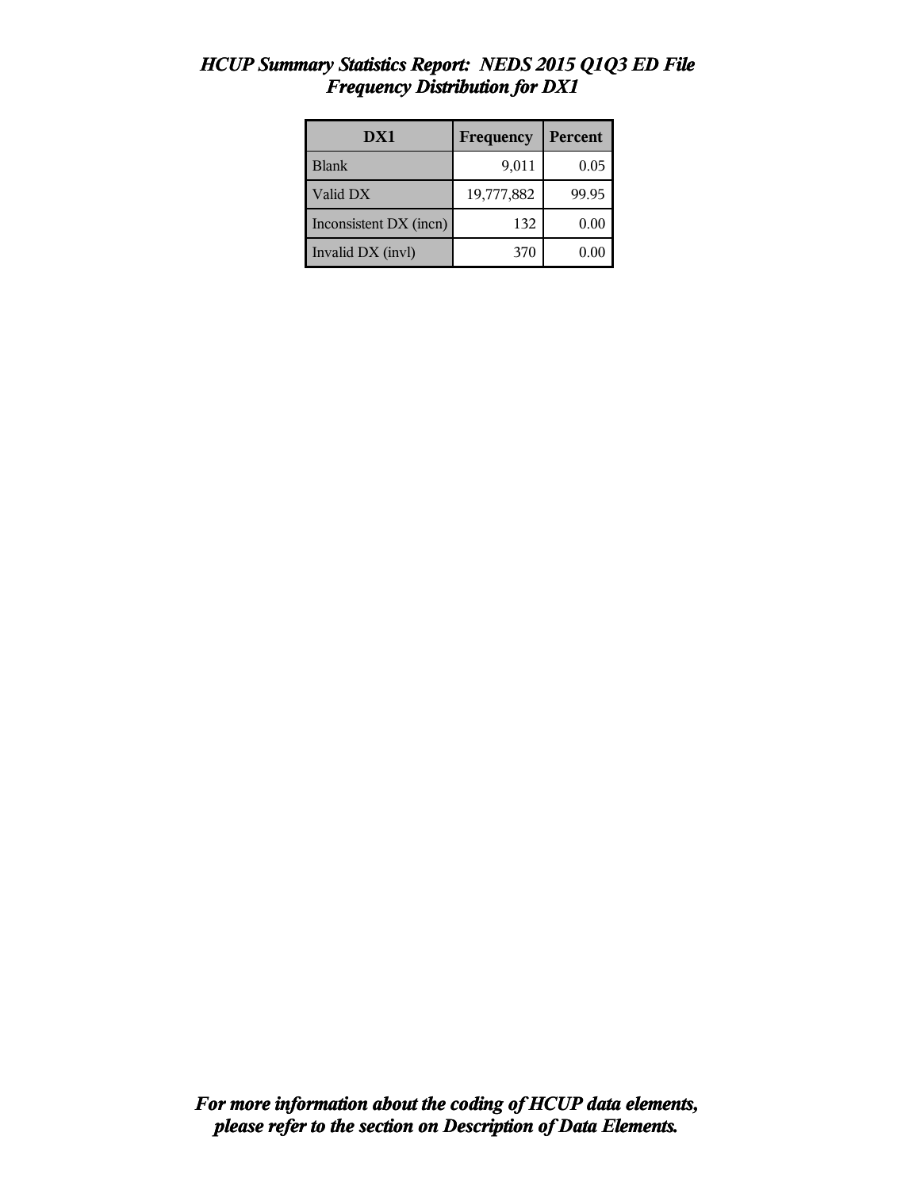# *HCUP Summary Statistics Report: NEDS 2015 Q1Q3 ED File*
## *Frequency Distribution for DX1*

| DX1 | Frequency | Percent |
|---|---|---|
| Blank | 9,011 | 0.05 |
| Valid DX | 19,777,882 | 99.95 |
| Inconsistent DX (incn) | 132 | 0.00 |
| Invalid DX (invl) | 370 | 0.00 |

***For more information about the coding of HCUP data elements, please refer to the section on Description of Data Elements.***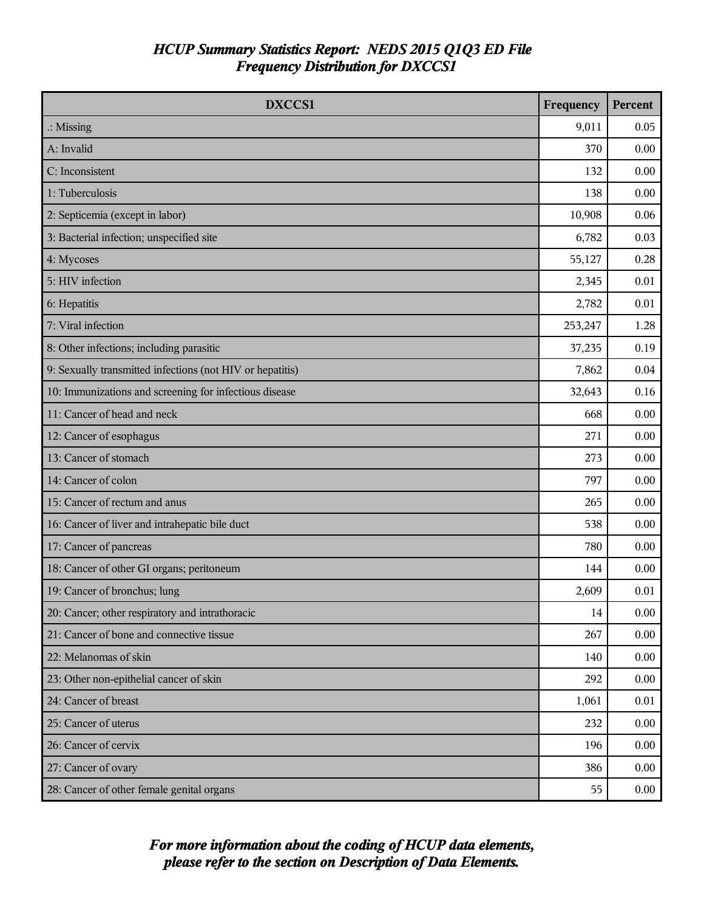# *HCUP Summary Statistics Report: NEDS 2015 Q1Q3 ED File*
## *Frequency Distribution for DXCCS1*

| DXCCS1 | Frequency | Percent |
|---|---|---|
| .: Missing | 9,011 | 0.05 |
| A: Invalid | 370 | 0.00 |
| C: Inconsistent | 132 | 0.00 |
| 1: Tuberculosis | 138 | 0.00 |
| 2: Septicemia (except in labor) | 10,908 | 0.06 |
| 3: Bacterial infection; unspecified site | 6,782 | 0.03 |
| 4: Mycoses | 55,127 | 0.28 |
| 5: HIV infection | 2,345 | 0.01 |
| 6: Hepatitis | 2,782 | 0.01 |
| 7: Viral infection | 253,247 | 1.28 |
| 8: Other infections; including parasitic | 37,235 | 0.19 |
| 9: Sexually transmitted infections (not HIV or hepatitis) | 7,862 | 0.04 |
| 10: Immunizations and screening for infectious disease | 32,643 | 0.16 |
| 11: Cancer of head and neck | 668 | 0.00 |
| 12: Cancer of esophagus | 271 | 0.00 |
| 13: Cancer of stomach | 273 | 0.00 |
| 14: Cancer of colon | 797 | 0.00 |
| 15: Cancer of rectum and anus | 265 | 0.00 |
| 16: Cancer of liver and intrahepatic bile duct | 538 | 0.00 |
| 17: Cancer of pancreas | 780 | 0.00 |
| 18: Cancer of other GI organs; peritoneum | 144 | 0.00 |
| 19: Cancer of bronchus; lung | 2,609 | 0.01 |
| 20: Cancer; other respiratory and intrathoracic | 14 | 0.00 |
| 21: Cancer of bone and connective tissue | 267 | 0.00 |
| 22: Melanomas of skin | 140 | 0.00 |
| 23: Other non-epithelial cancer of skin | 292 | 0.00 |
| 24: Cancer of breast | 1,061 | 0.01 |
| 25: Cancer of uterus | 232 | 0.00 |
| 26: Cancer of cervix | 196 | 0.00 |
| 27: Cancer of ovary | 386 | 0.00 |
| 28: Cancer of other female genital organs | 55 | 0.00 |

***For more information about the coding of HCUP data elements, please refer to the section on Description of Data Elements.***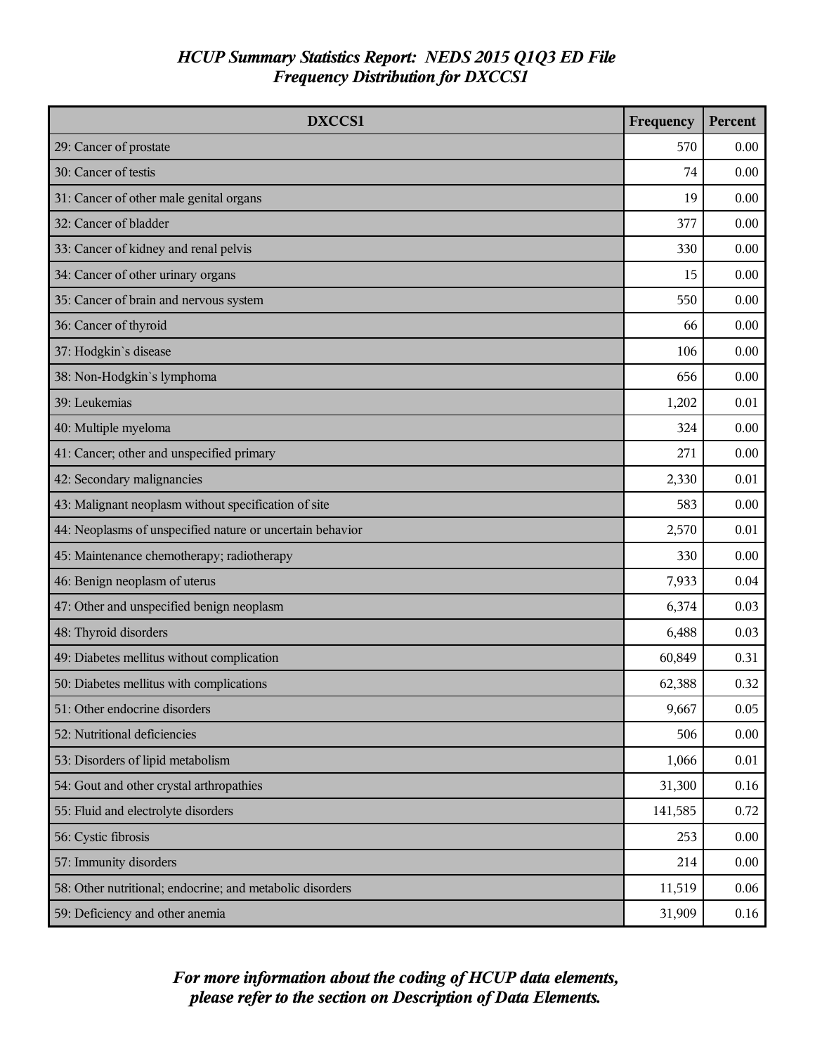# *HCUP Summary Statistics Report: NEDS 2015 Q1Q3 ED File*
## *Frequency Distribution for DXCCS1*

| DXCCS1 | Frequency | Percent |
|---|---|---|
| 29: Cancer of prostate | 570 | 0.00 |
| 30: Cancer of testis | 74 | 0.00 |
| 31: Cancer of other male genital organs | 19 | 0.00 |
| 32: Cancer of bladder | 377 | 0.00 |
| 33: Cancer of kidney and renal pelvis | 330 | 0.00 |
| 34: Cancer of other urinary organs | 15 | 0.00 |
| 35: Cancer of brain and nervous system | 550 | 0.00 |
| 36: Cancer of thyroid | 66 | 0.00 |
| 37: Hodgkin`s disease | 106 | 0.00 |
| 38: Non-Hodgkin`s lymphoma | 656 | 0.00 |
| 39: Leukemias | 1,202 | 0.01 |
| 40: Multiple myeloma | 324 | 0.00 |
| 41: Cancer; other and unspecified primary | 271 | 0.00 |
| 42: Secondary malignancies | 2,330 | 0.01 |
| 43: Malignant neoplasm without specification of site | 583 | 0.00 |
| 44: Neoplasms of unspecified nature or uncertain behavior | 2,570 | 0.01 |
| 45: Maintenance chemotherapy; radiotherapy | 330 | 0.00 |
| 46: Benign neoplasm of uterus | 7,933 | 0.04 |
| 47: Other and unspecified benign neoplasm | 6,374 | 0.03 |
| 48: Thyroid disorders | 6,488 | 0.03 |
| 49: Diabetes mellitus without complication | 60,849 | 0.31 |
| 50: Diabetes mellitus with complications | 62,388 | 0.32 |
| 51: Other endocrine disorders | 9,667 | 0.05 |
| 52: Nutritional deficiencies | 506 | 0.00 |
| 53: Disorders of lipid metabolism | 1,066 | 0.01 |
| 54: Gout and other crystal arthropathies | 31,300 | 0.16 |
| 55: Fluid and electrolyte disorders | 141,585 | 0.72 |
| 56: Cystic fibrosis | 253 | 0.00 |
| 57: Immunity disorders | 214 | 0.00 |
| 58: Other nutritional; endocrine; and metabolic disorders | 11,519 | 0.06 |
| 59: Deficiency and other anemia | 31,909 | 0.16 |

***For more information about the coding of HCUP data elements, please refer to the section on Description of Data Elements.***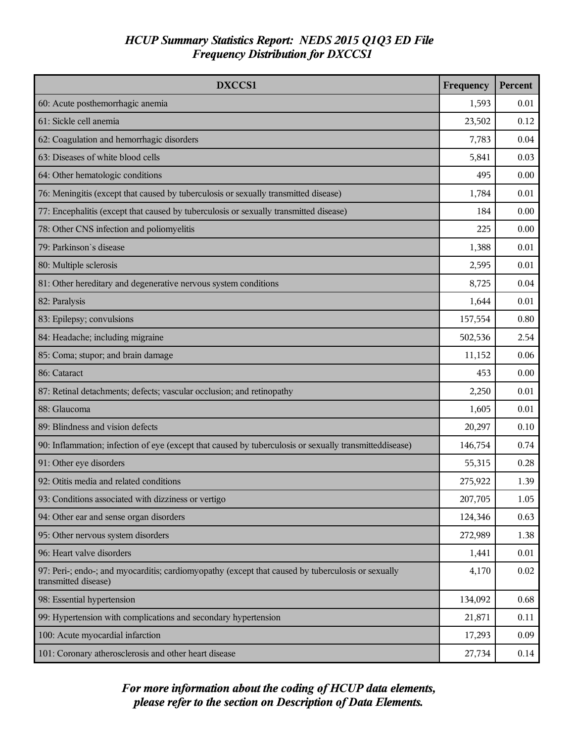*HCUP Summary Statistics Report: NEDS 2015 Q1Q3 ED File*
*Frequency Distribution for DXCCS1*

| DXCCS1 | Frequency | Percent |
|---|---|---|
| 60: Acute posthemorrhagic anemia | 1,593 | 0.01 |
| 61: Sickle cell anemia | 23,502 | 0.12 |
| 62: Coagulation and hemorrhagic disorders | 7,783 | 0.04 |
| 63: Diseases of white blood cells | 5,841 | 0.03 |
| 64: Other hematologic conditions | 495 | 0.00 |
| 76: Meningitis (except that caused by tuberculosis or sexually transmitted disease) | 1,784 | 0.01 |
| 77: Encephalitis (except that caused by tuberculosis or sexually transmitted disease) | 184 | 0.00 |
| 78: Other CNS infection and poliomyelitis | 225 | 0.00 |
| 79: Parkinson`s disease | 1,388 | 0.01 |
| 80: Multiple sclerosis | 2,595 | 0.01 |
| 81: Other hereditary and degenerative nervous system conditions | 8,725 | 0.04 |
| 82: Paralysis | 1,644 | 0.01 |
| 83: Epilepsy; convulsions | 157,554 | 0.80 |
| 84: Headache; including migraine | 502,536 | 2.54 |
| 85: Coma; stupor; and brain damage | 11,152 | 0.06 |
| 86: Cataract | 453 | 0.00 |
| 87: Retinal detachments; defects; vascular occlusion; and retinopathy | 2,250 | 0.01 |
| 88: Glaucoma | 1,605 | 0.01 |
| 89: Blindness and vision defects | 20,297 | 0.10 |
| 90: Inflammation; infection of eye (except that caused by tuberculosis or sexually transmitteddisease) | 146,754 | 0.74 |
| 91: Other eye disorders | 55,315 | 0.28 |
| 92: Otitis media and related conditions | 275,922 | 1.39 |
| 93: Conditions associated with dizziness or vertigo | 207,705 | 1.05 |
| 94: Other ear and sense organ disorders | 124,346 | 0.63 |
| 95: Other nervous system disorders | 272,989 | 1.38 |
| 96: Heart valve disorders | 1,441 | 0.01 |
| 97: Peri-; endo-; and myocarditis; cardiomyopathy (except that caused by tuberculosis or sexually transmitted disease) | 4,170 | 0.02 |
| 98: Essential hypertension | 134,092 | 0.68 |
| 99: Hypertension with complications and secondary hypertension | 21,871 | 0.11 |
| 100: Acute myocardial infarction | 17,293 | 0.09 |
| 101: Coronary atherosclerosis and other heart disease | 27,734 | 0.14 |

***For more information about the coding of HCUP data elements, please refer to the section on Description of Data Elements.***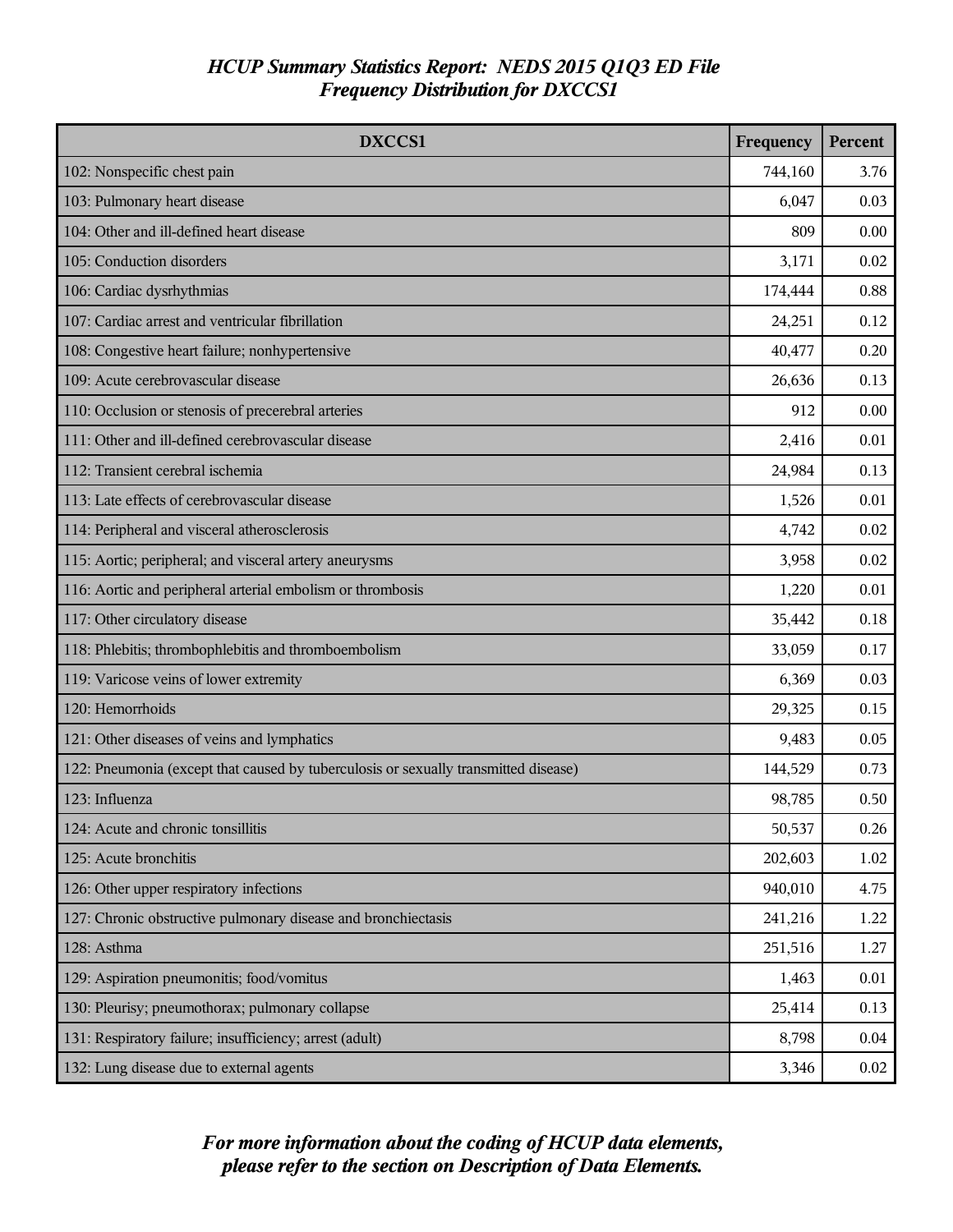# *HCUP Summary Statistics Report: NEDS 2015 Q1Q3 ED File*
## *Frequency Distribution for DXCCS1*

| DXCCS1 | Frequency | Percent |
|---|---|---|
| 102: Nonspecific chest pain | 744,160 | 3.76 |
| 103: Pulmonary heart disease | 6,047 | 0.03 |
| 104: Other and ill-defined heart disease | 809 | 0.00 |
| 105: Conduction disorders | 3,171 | 0.02 |
| 106: Cardiac dysrhythmias | 174,444 | 0.88 |
| 107: Cardiac arrest and ventricular fibrillation | 24,251 | 0.12 |
| 108: Congestive heart failure; nonhypertensive | 40,477 | 0.20 |
| 109: Acute cerebrovascular disease | 26,636 | 0.13 |
| 110: Occlusion or stenosis of precerebral arteries | 912 | 0.00 |
| 111: Other and ill-defined cerebrovascular disease | 2,416 | 0.01 |
| 112: Transient cerebral ischemia | 24,984 | 0.13 |
| 113: Late effects of cerebrovascular disease | 1,526 | 0.01 |
| 114: Peripheral and visceral atherosclerosis | 4,742 | 0.02 |
| 115: Aortic; peripheral; and visceral artery aneurysms | 3,958 | 0.02 |
| 116: Aortic and peripheral arterial embolism or thrombosis | 1,220 | 0.01 |
| 117: Other circulatory disease | 35,442 | 0.18 |
| 118: Phlebitis; thrombophlebitis and thromboembolism | 33,059 | 0.17 |
| 119: Varicose veins of lower extremity | 6,369 | 0.03 |
| 120: Hemorrhoids | 29,325 | 0.15 |
| 121: Other diseases of veins and lymphatics | 9,483 | 0.05 |
| 122: Pneumonia (except that caused by tuberculosis or sexually transmitted disease) | 144,529 | 0.73 |
| 123: Influenza | 98,785 | 0.50 |
| 124: Acute and chronic tonsillitis | 50,537 | 0.26 |
| 125: Acute bronchitis | 202,603 | 1.02 |
| 126: Other upper respiratory infections | 940,010 | 4.75 |
| 127: Chronic obstructive pulmonary disease and bronchiectasis | 241,216 | 1.22 |
| 128: Asthma | 251,516 | 1.27 |
| 129: Aspiration pneumonitis; food/vomitus | 1,463 | 0.01 |
| 130: Pleurisy; pneumothorax; pulmonary collapse | 25,414 | 0.13 |
| 131: Respiratory failure; insufficiency; arrest (adult) | 8,798 | 0.04 |
| 132: Lung disease due to external agents | 3,346 | 0.02 |

***For more information about the coding of HCUP data elements, please refer to the section on Description of Data Elements.***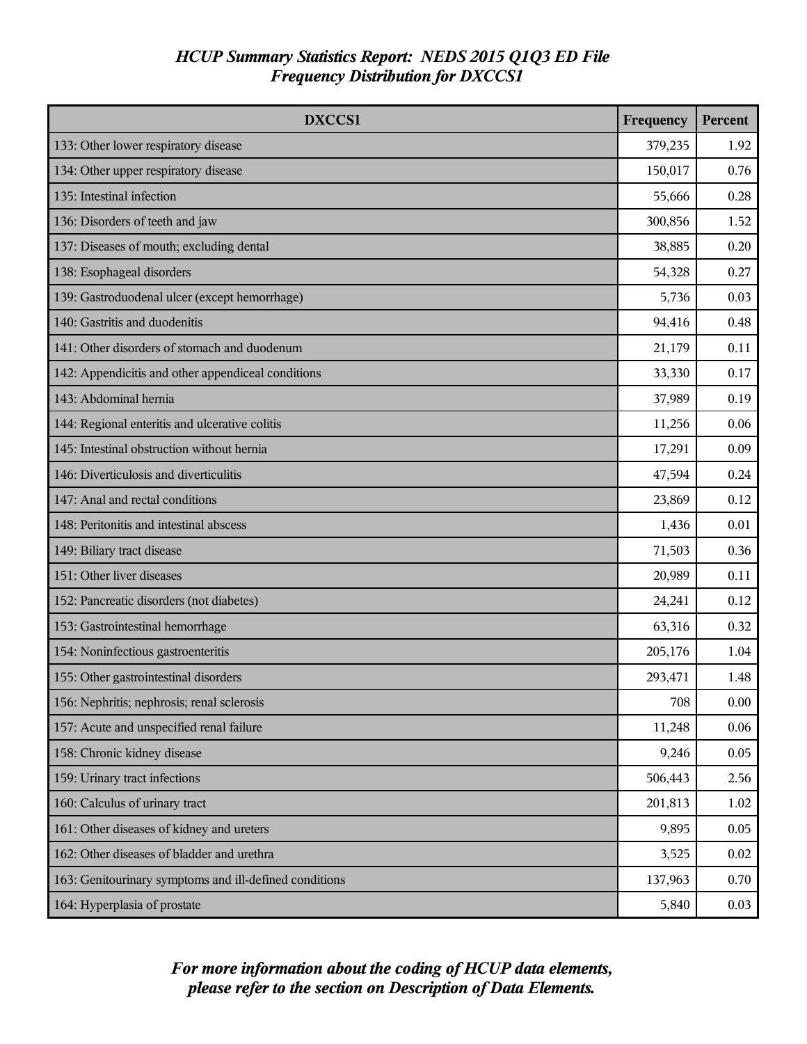# *HCUP Summary Statistics Report: NEDS 2015 Q1Q3 ED File*
## *Frequency Distribution for DXCCS1*

| DXCCS1 | Frequency | Percent |
|---|---|---|
| 133: Other lower respiratory disease | 379,235 | 1.92 |
| 134: Other upper respiratory disease | 150,017 | 0.76 |
| 135: Intestinal infection | 55,666 | 0.28 |
| 136: Disorders of teeth and jaw | 300,856 | 1.52 |
| 137: Diseases of mouth; excluding dental | 38,885 | 0.20 |
| 138: Esophageal disorders | 54,328 | 0.27 |
| 139: Gastroduodenal ulcer (except hemorrhage) | 5,736 | 0.03 |
| 140: Gastritis and duodenitis | 94,416 | 0.48 |
| 141: Other disorders of stomach and duodenum | 21,179 | 0.11 |
| 142: Appendicitis and other appendiceal conditions | 33,330 | 0.17 |
| 143: Abdominal hernia | 37,989 | 0.19 |
| 144: Regional enteritis and ulcerative colitis | 11,256 | 0.06 |
| 145: Intestinal obstruction without hernia | 17,291 | 0.09 |
| 146: Diverticulosis and diverticulitis | 47,594 | 0.24 |
| 147: Anal and rectal conditions | 23,869 | 0.12 |
| 148: Peritonitis and intestinal abscess | 1,436 | 0.01 |
| 149: Biliary tract disease | 71,503 | 0.36 |
| 151: Other liver diseases | 20,989 | 0.11 |
| 152: Pancreatic disorders (not diabetes) | 24,241 | 0.12 |
| 153: Gastrointestinal hemorrhage | 63,316 | 0.32 |
| 154: Noninfectious gastroenteritis | 205,176 | 1.04 |
| 155: Other gastrointestinal disorders | 293,471 | 1.48 |
| 156: Nephritis; nephrosis; renal sclerosis | 708 | 0.00 |
| 157: Acute and unspecified renal failure | 11,248 | 0.06 |
| 158: Chronic kidney disease | 9,246 | 0.05 |
| 159: Urinary tract infections | 506,443 | 2.56 |
| 160: Calculus of urinary tract | 201,813 | 1.02 |
| 161: Other diseases of kidney and ureters | 9,895 | 0.05 |
| 162: Other diseases of bladder and urethra | 3,525 | 0.02 |
| 163: Genitourinary symptoms and ill-defined conditions | 137,963 | 0.70 |
| 164: Hyperplasia of prostate | 5,840 | 0.03 |

***For more information about the coding of HCUP data elements, please refer to the section on Description of Data Elements.***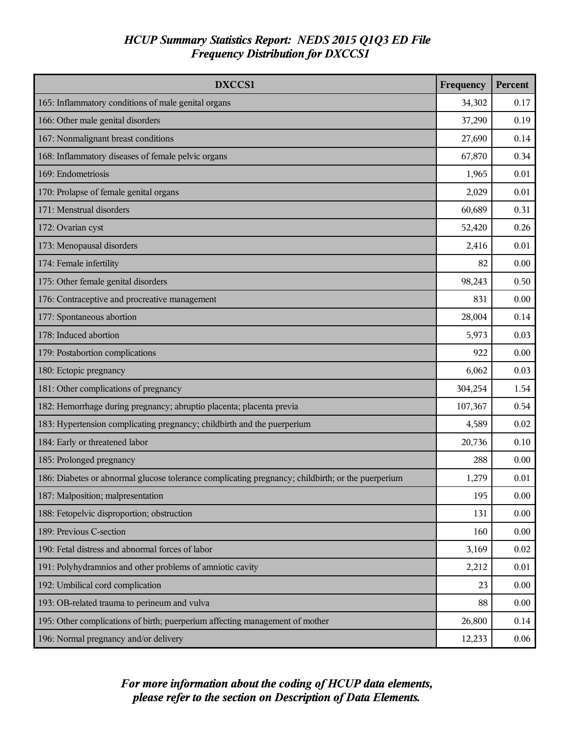*HCUP Summary Statistics Report: NEDS 2015 Q1Q3 ED File*
*Frequency Distribution for DXCCS1*

| DXCCS1 | Frequency | Percent |
|---|---|---|
| 165: Inflammatory conditions of male genital organs | 34,302 | 0.17 |
| 166: Other male genital disorders | 37,290 | 0.19 |
| 167: Nonmalignant breast conditions | 27,690 | 0.14 |
| 168: Inflammatory diseases of female pelvic organs | 67,870 | 0.34 |
| 169: Endometriosis | 1,965 | 0.01 |
| 170: Prolapse of female genital organs | 2,029 | 0.01 |
| 171: Menstrual disorders | 60,689 | 0.31 |
| 172: Ovarian cyst | 52,420 | 0.26 |
| 173: Menopausal disorders | 2,416 | 0.01 |
| 174: Female infertility | 82 | 0.00 |
| 175: Other female genital disorders | 98,243 | 0.50 |
| 176: Contraceptive and procreative management | 831 | 0.00 |
| 177: Spontaneous abortion | 28,004 | 0.14 |
| 178: Induced abortion | 5,973 | 0.03 |
| 179: Postabortion complications | 922 | 0.00 |
| 180: Ectopic pregnancy | 6,062 | 0.03 |
| 181: Other complications of pregnancy | 304,254 | 1.54 |
| 182: Hemorrhage during pregnancy; abruptio placenta; placenta previa | 107,367 | 0.54 |
| 183: Hypertension complicating pregnancy; childbirth and the puerperium | 4,589 | 0.02 |
| 184: Early or threatened labor | 20,736 | 0.10 |
| 185: Prolonged pregnancy | 288 | 0.00 |
| 186: Diabetes or abnormal glucose tolerance complicating pregnancy; childbirth; or the puerperium | 1,279 | 0.01 |
| 187: Malposition; malpresentation | 195 | 0.00 |
| 188: Fetopelvic disproportion; obstruction | 131 | 0.00 |
| 189: Previous C-section | 160 | 0.00 |
| 190: Fetal distress and abnormal forces of labor | 3,169 | 0.02 |
| 191: Polyhydramnios and other problems of amniotic cavity | 2,212 | 0.01 |
| 192: Umbilical cord complication | 23 | 0.00 |
| 193: OB-related trauma to perineum and vulva | 88 | 0.00 |
| 195: Other complications of birth; puerperium affecting management of mother | 26,800 | 0.14 |
| 196: Normal pregnancy and/or delivery | 12,233 | 0.06 |

***For more information about the coding of HCUP data elements, please refer to the section on Description of Data Elements.***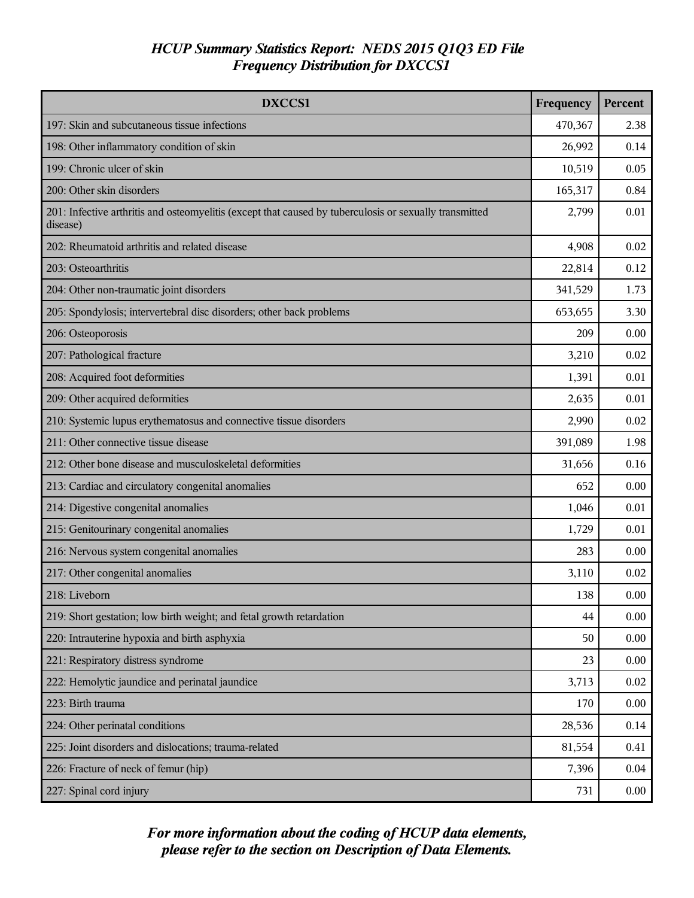*HCUP Summary Statistics Report: NEDS 2015 Q1Q3 ED File*
*Frequency Distribution for DXCCS1*

| DXCCS1 | Frequency | Percent |
|---|---|---|
| 197: Skin and subcutaneous tissue infections | 470,367 | 2.38 |
| 198: Other inflammatory condition of skin | 26,992 | 0.14 |
| 199: Chronic ulcer of skin | 10,519 | 0.05 |
| 200: Other skin disorders | 165,317 | 0.84 |
| 201: Infective arthritis and osteomyelitis (except that caused by tuberculosis or sexually transmitted disease) | 2,799 | 0.01 |
| 202: Rheumatoid arthritis and related disease | 4,908 | 0.02 |
| 203: Osteoarthritis | 22,814 | 0.12 |
| 204: Other non-traumatic joint disorders | 341,529 | 1.73 |
| 205: Spondylosis; intervertebral disc disorders; other back problems | 653,655 | 3.30 |
| 206: Osteoporosis | 209 | 0.00 |
| 207: Pathological fracture | 3,210 | 0.02 |
| 208: Acquired foot deformities | 1,391 | 0.01 |
| 209: Other acquired deformities | 2,635 | 0.01 |
| 210: Systemic lupus erythematosus and connective tissue disorders | 2,990 | 0.02 |
| 211: Other connective tissue disease | 391,089 | 1.98 |
| 212: Other bone disease and musculoskeletal deformities | 31,656 | 0.16 |
| 213: Cardiac and circulatory congenital anomalies | 652 | 0.00 |
| 214: Digestive congenital anomalies | 1,046 | 0.01 |
| 215: Genitourinary congenital anomalies | 1,729 | 0.01 |
| 216: Nervous system congenital anomalies | 283 | 0.00 |
| 217: Other congenital anomalies | 3,110 | 0.02 |
| 218: Liveborn | 138 | 0.00 |
| 219: Short gestation; low birth weight; and fetal growth retardation | 44 | 0.00 |
| 220: Intrauterine hypoxia and birth asphyxia | 50 | 0.00 |
| 221: Respiratory distress syndrome | 23 | 0.00 |
| 222: Hemolytic jaundice and perinatal jaundice | 3,713 | 0.02 |
| 223: Birth trauma | 170 | 0.00 |
| 224: Other perinatal conditions | 28,536 | 0.14 |
| 225: Joint disorders and dislocations; trauma-related | 81,554 | 0.41 |
| 226: Fracture of neck of femur (hip) | 7,396 | 0.04 |
| 227: Spinal cord injury | 731 | 0.00 |

***For more information about the coding of HCUP data elements, please refer to the section on Description of Data Elements.***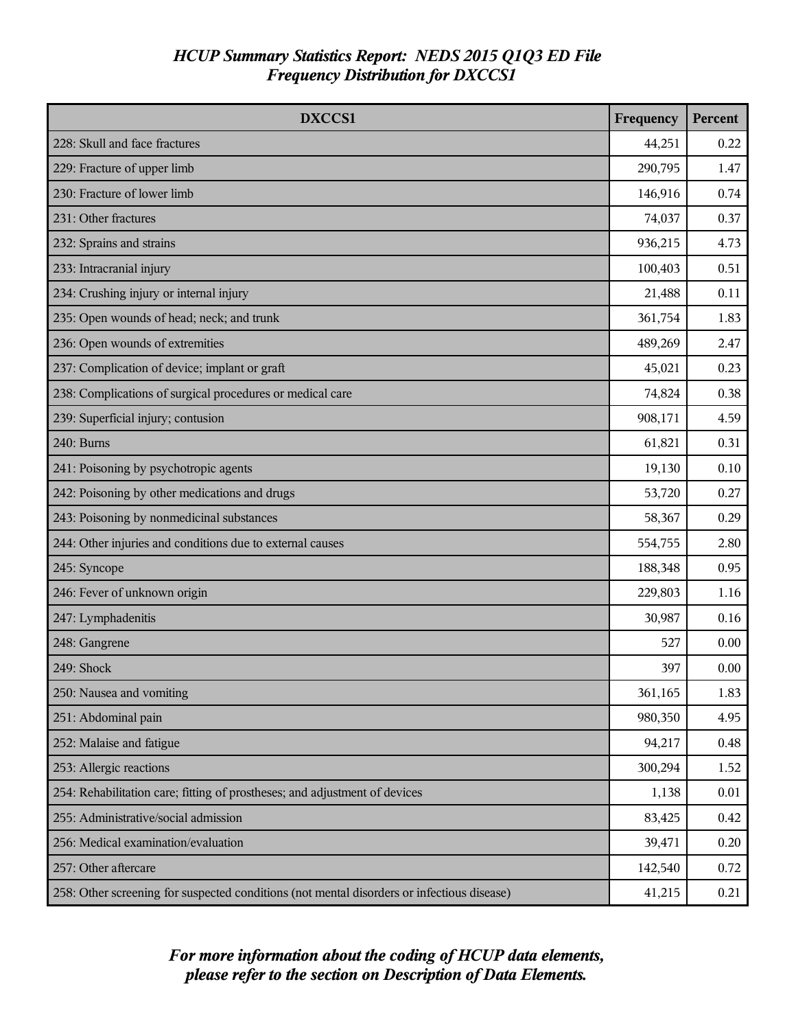# HCUP Summary Statistics Report: NEDS 2015 Q1Q3 ED File
## Frequency Distribution for DXCCS1

| DXCCS1 | Frequency | Percent |
|---|---|---|
| 228: Skull and face fractures | 44,251 | 0.22 |
| 229: Fracture of upper limb | 290,795 | 1.47 |
| 230: Fracture of lower limb | 146,916 | 0.74 |
| 231: Other fractures | 74,037 | 0.37 |
| 232: Sprains and strains | 936,215 | 4.73 |
| 233: Intracranial injury | 100,403 | 0.51 |
| 234: Crushing injury or internal injury | 21,488 | 0.11 |
| 235: Open wounds of head; neck; and trunk | 361,754 | 1.83 |
| 236: Open wounds of extremities | 489,269 | 2.47 |
| 237: Complication of device; implant or graft | 45,021 | 0.23 |
| 238: Complications of surgical procedures or medical care | 74,824 | 0.38 |
| 239: Superficial injury; contusion | 908,171 | 4.59 |
| 240: Burns | 61,821 | 0.31 |
| 241: Poisoning by psychotropic agents | 19,130 | 0.10 |
| 242: Poisoning by other medications and drugs | 53,720 | 0.27 |
| 243: Poisoning by nonmedicinal substances | 58,367 | 0.29 |
| 244: Other injuries and conditions due to external causes | 554,755 | 2.80 |
| 245: Syncope | 188,348 | 0.95 |
| 246: Fever of unknown origin | 229,803 | 1.16 |
| 247: Lymphadenitis | 30,987 | 0.16 |
| 248: Gangrene | 527 | 0.00 |
| 249: Shock | 397 | 0.00 |
| 250: Nausea and vomiting | 361,165 | 1.83 |
| 251: Abdominal pain | 980,350 | 4.95 |
| 252: Malaise and fatigue | 94,217 | 0.48 |
| 253: Allergic reactions | 300,294 | 1.52 |
| 254: Rehabilitation care; fitting of prostheses; and adjustment of devices | 1,138 | 0.01 |
| 255: Administrative/social admission | 83,425 | 0.42 |
| 256: Medical examination/evaluation | 39,471 | 0.20 |
| 257: Other aftercare | 142,540 | 0.72 |
| 258: Other screening for suspected conditions (not mental disorders or infectious disease) | 41,215 | 0.21 |

*For more information about the coding of HCUP data elements, please refer to the section on Description of Data Elements.*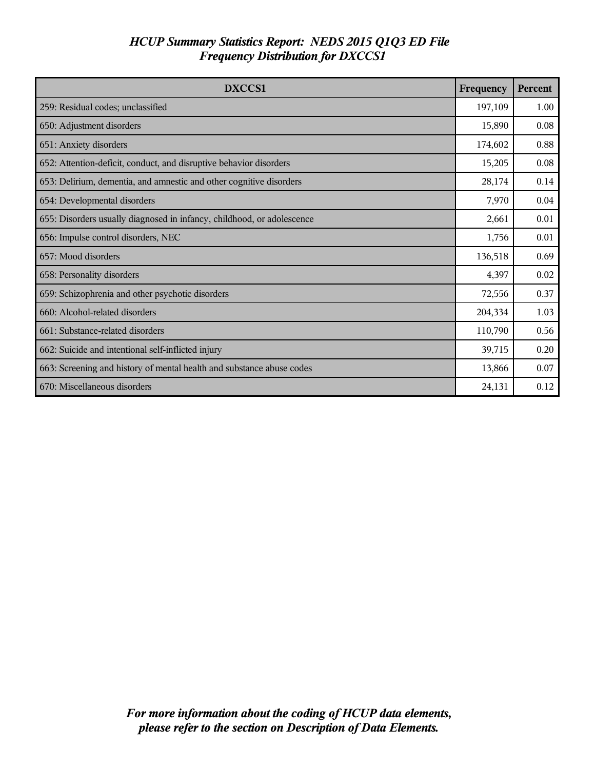# HCUP Summary Statistics Report: NEDS 2015 Q1Q3 ED File
## Frequency Distribution for DXCCS1

| DXCCS1 | Frequency | Percent |
|---|---|---|
| 259: Residual codes; unclassified | 197,109 | 1.00 |
| 650: Adjustment disorders | 15,890 | 0.08 |
| 651: Anxiety disorders | 174,602 | 0.88 |
| 652: Attention-deficit, conduct, and disruptive behavior disorders | 15,205 | 0.08 |
| 653: Delirium, dementia, and amnestic and other cognitive disorders | 28,174 | 0.14 |
| 654: Developmental disorders | 7,970 | 0.04 |
| 655: Disorders usually diagnosed in infancy, childhood, or adolescence | 2,661 | 0.01 |
| 656: Impulse control disorders, NEC | 1,756 | 0.01 |
| 657: Mood disorders | 136,518 | 0.69 |
| 658: Personality disorders | 4,397 | 0.02 |
| 659: Schizophrenia and other psychotic disorders | 72,556 | 0.37 |
| 660: Alcohol-related disorders | 204,334 | 1.03 |
| 661: Substance-related disorders | 110,790 | 0.56 |
| 662: Suicide and intentional self-inflicted injury | 39,715 | 0.20 |
| 663: Screening and history of mental health and substance abuse codes | 13,866 | 0.07 |
| 670: Miscellaneous disorders | 24,131 | 0.12 |

*For more information about the coding of HCUP data elements, please refer to the section on Description of Data Elements.*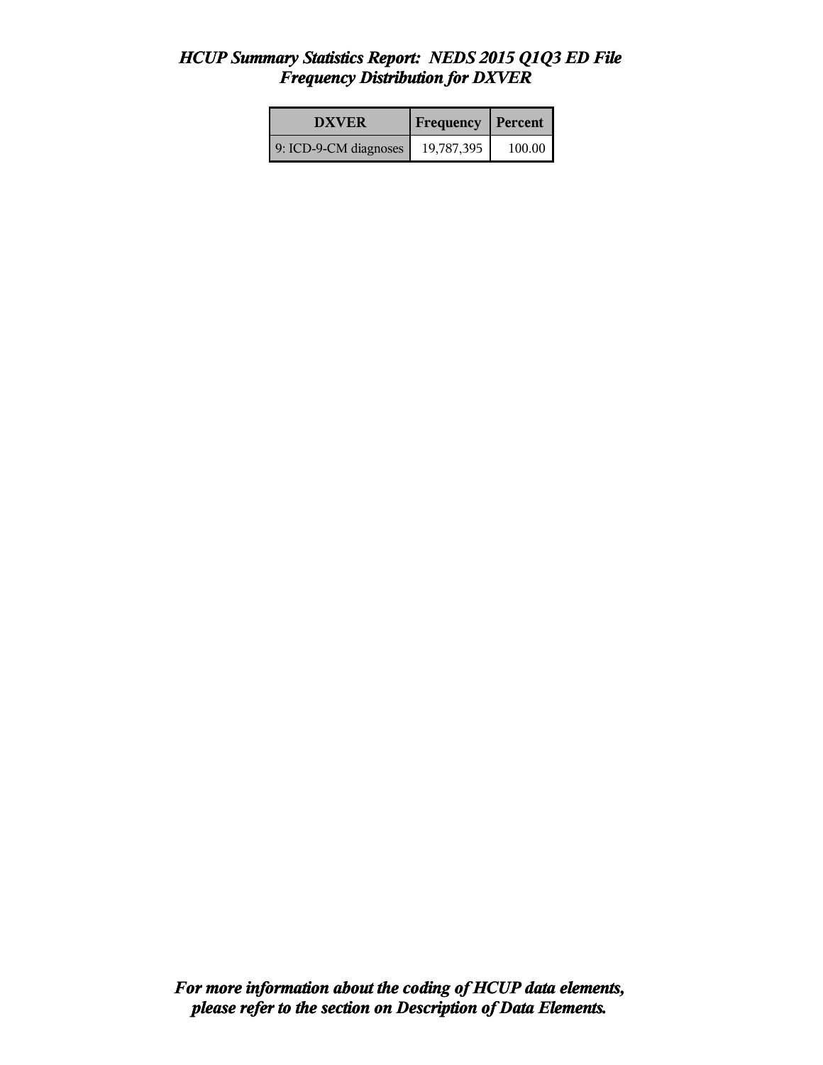# *HCUP Summary Statistics Report: NEDS 2015 Q1Q3 ED File*
## *Frequency Distribution for DXVER*

| DXVER | Frequency | Percent |
|---|---|---|
| 9: ICD-9-CM diagnoses | 19,787,395 | 100.00 |

***For more information about the coding of HCUP data elements, please refer to the section on Description of Data Elements.***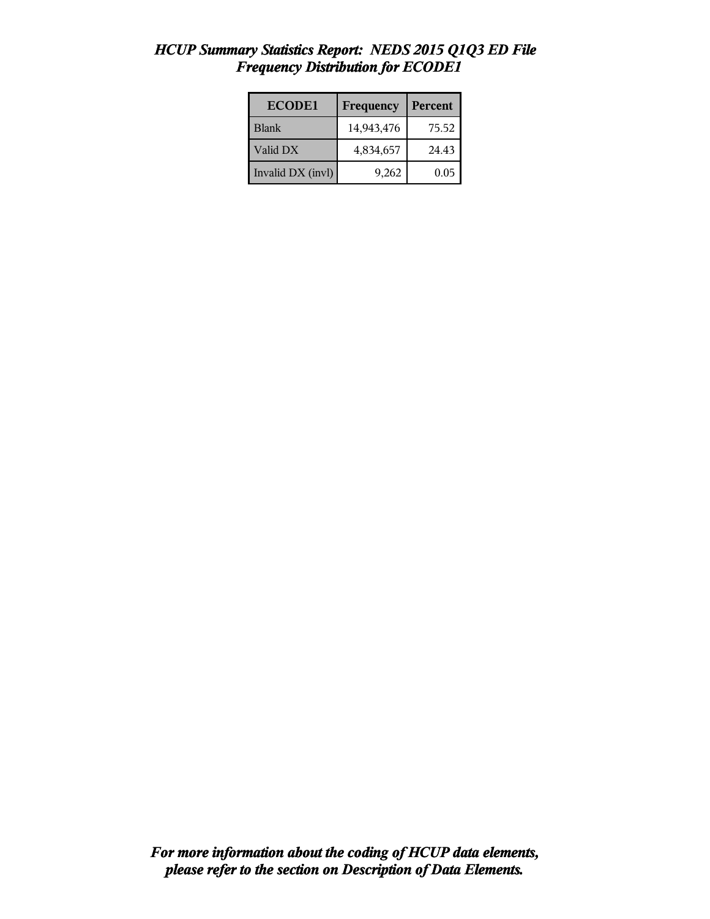# *HCUP Summary Statistics Report: NEDS 2015 Q1Q3 ED File*
## *Frequency Distribution for ECODE1*

| ECODE1 | Frequency | Percent |
|---|---|---|
| Blank | 14,943,476 | 75.52 |
| Valid DX | 4,834,657 | 24.43 |
| Invalid DX (invl) | 9,262 | 0.05 |

***For more information about the coding of HCUP data elements, please refer to the section on Description of Data Elements.***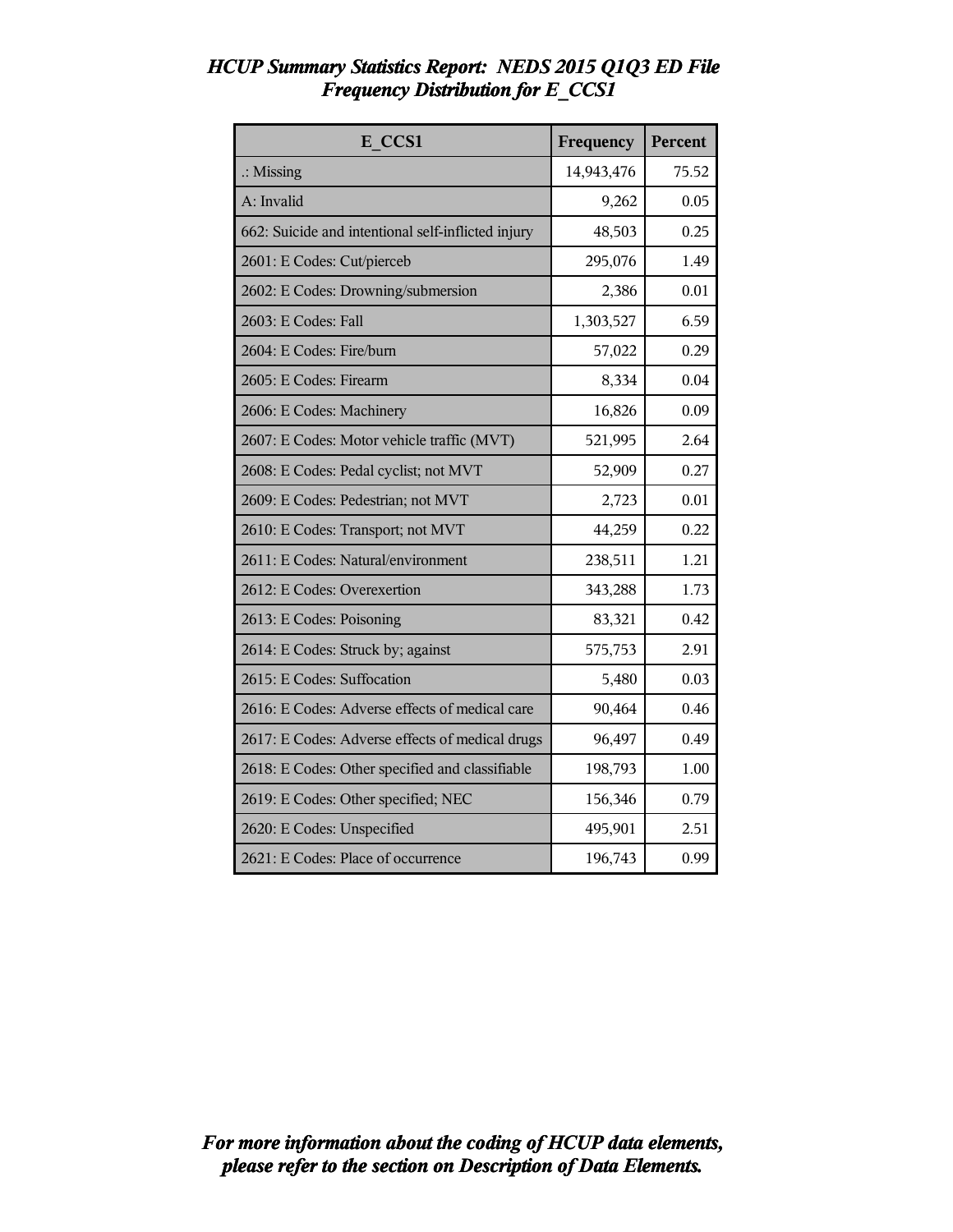# *HCUP Summary Statistics Report: NEDS 2015 Q1Q3 ED File*
## *Frequency Distribution for E_CCS1*

| E_CCS1 | Frequency | Percent |
|---|---|---|
| .: Missing | 14,943,476 | 75.52 |
| A: Invalid | 9,262 | 0.05 |
| 662: Suicide and intentional self-inflicted injury | 48,503 | 0.25 |
| 2601: E Codes: Cut/pierceb | 295,076 | 1.49 |
| 2602: E Codes: Drowning/submersion | 2,386 | 0.01 |
| 2603: E Codes: Fall | 1,303,527 | 6.59 |
| 2604: E Codes: Fire/burn | 57,022 | 0.29 |
| 2605: E Codes: Firearm | 8,334 | 0.04 |
| 2606: E Codes: Machinery | 16,826 | 0.09 |
| 2607: E Codes: Motor vehicle traffic (MVT) | 521,995 | 2.64 |
| 2608: E Codes: Pedal cyclist; not MVT | 52,909 | 0.27 |
| 2609: E Codes: Pedestrian; not MVT | 2,723 | 0.01 |
| 2610: E Codes: Transport; not MVT | 44,259 | 0.22 |
| 2611: E Codes: Natural/environment | 238,511 | 1.21 |
| 2612: E Codes: Overexertion | 343,288 | 1.73 |
| 2613: E Codes: Poisoning | 83,321 | 0.42 |
| 2614: E Codes: Struck by; against | 575,753 | 2.91 |
| 2615: E Codes: Suffocation | 5,480 | 0.03 |
| 2616: E Codes: Adverse effects of medical care | 90,464 | 0.46 |
| 2617: E Codes: Adverse effects of medical drugs | 96,497 | 0.49 |
| 2618: E Codes: Other specified and classifiable | 198,793 | 1.00 |
| 2619: E Codes: Other specified; NEC | 156,346 | 0.79 |
| 2620: E Codes: Unspecified | 495,901 | 2.51 |
| 2621: E Codes: Place of occurrence | 196,743 | 0.99 |

***For more information about the coding of HCUP data elements, please refer to the section on Description of Data Elements.***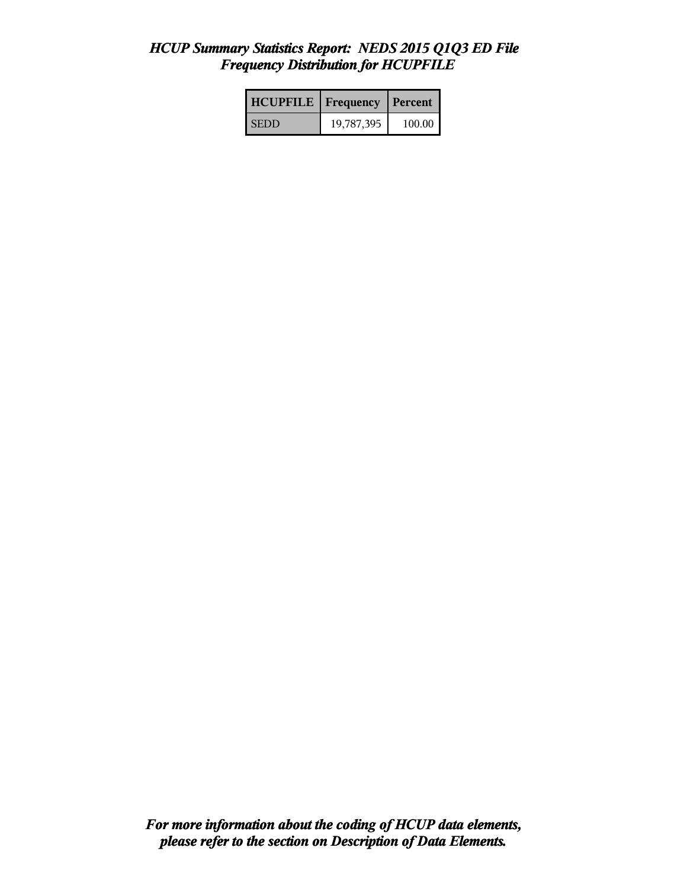# *HCUP Summary Statistics Report: NEDS 2015 Q1Q3 ED File*
## *Frequency Distribution for HCUPFILE*

| HCUPFILE | Frequency | Percent |
|---|---|---|
| SEDD | 19,787,395 | 100.00 |

***For more information about the coding of HCUP data elements, please refer to the section on Description of Data Elements.***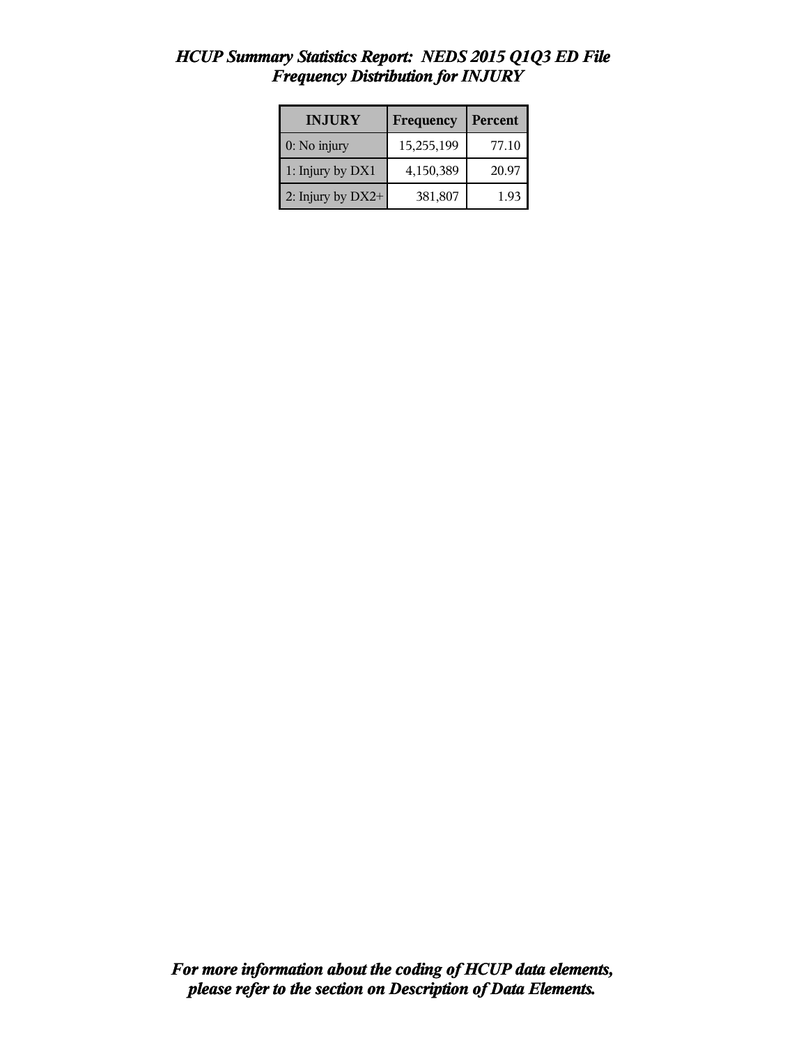*HCUP Summary Statistics Report: NEDS 2015 Q1Q3 ED File*
*Frequency Distribution for INJURY*

| INJURY | Frequency | Percent |
|---|---|---|
| 0: No injury | 15,255,199 | 77.10 |
| 1: Injury by DX1 | 4,150,389 | 20.97 |
| 2: Injury by DX2+ | 381,807 | 1.93 |

*For more information about the coding of HCUP data elements, please refer to the section on Description of Data Elements.*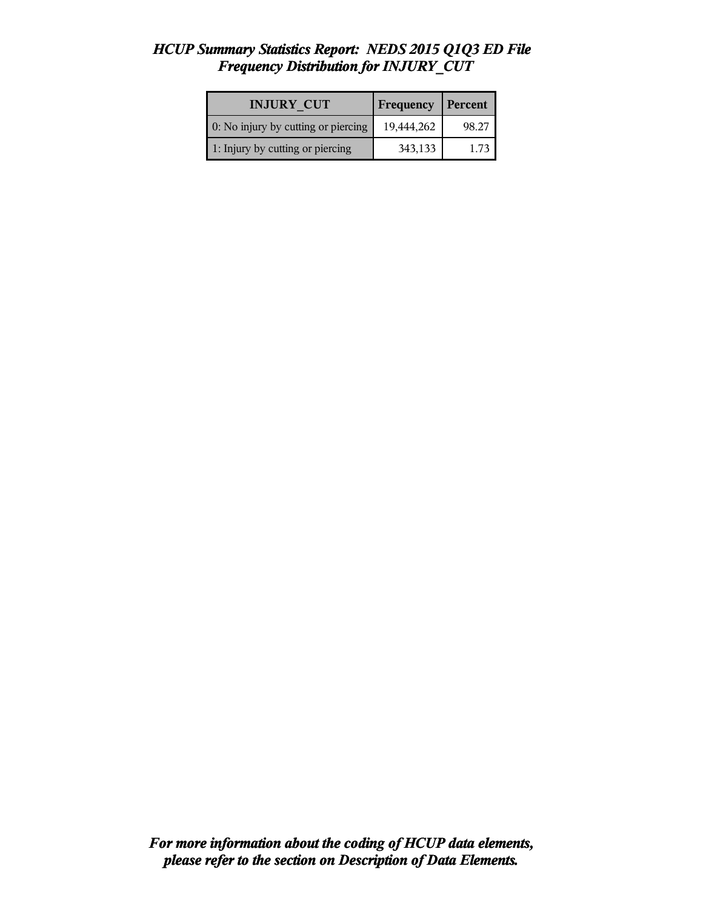# *HCUP Summary Statistics Report: NEDS 2015 Q1Q3 ED File*
## *Frequency Distribution for INJURY_CUT*

| INJURY_CUT | Frequency | Percent |
| --- | --- | --- |
| 0: No injury by cutting or piercing | 19,444,262 | 98.27 |
| 1: Injury by cutting or piercing | 343,133 | 1.73 |

***For more information about the coding of HCUP data elements, please refer to the section on Description of Data Elements.***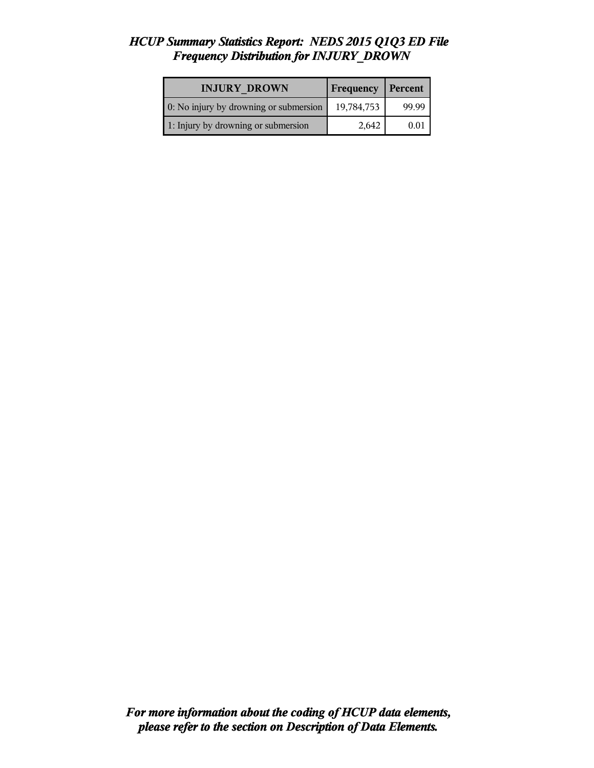# *HCUP Summary Statistics Report: NEDS 2015 Q1Q3 ED File*
## *Frequency Distribution for INJURY_DROWN*

| INJURY_DROWN | Frequency | Percent |
|---|---|---|
| 0: No injury by drowning or submersion | 19,784,753 | 99.99 |
| 1: Injury by drowning or submersion | 2,642 | 0.01 |

***For more information about the coding of HCUP data elements, please refer to the section on Description of Data Elements.***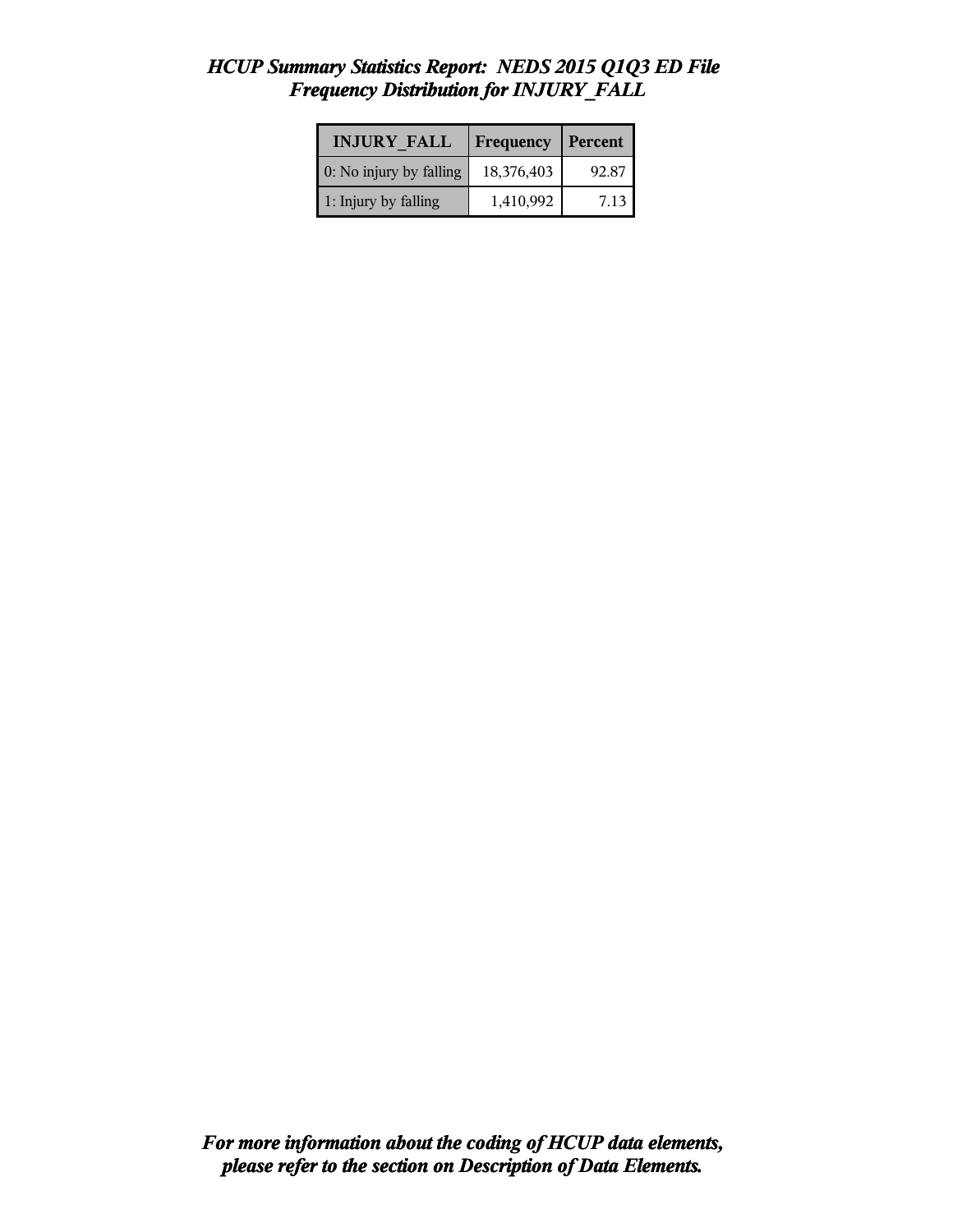# *HCUP Summary Statistics Report: NEDS 2015 Q1Q3 ED File*
## *Frequency Distribution for INJURY_FALL*

| INJURY_FALL | Frequency | Percent |
| --- | --- | --- |
| 0: No injury by falling | 18,376,403 | 92.87 |
| 1: Injury by falling | 1,410,992 | 7.13 |

***For more information about the coding of HCUP data elements, please refer to the section on Description of Data Elements.***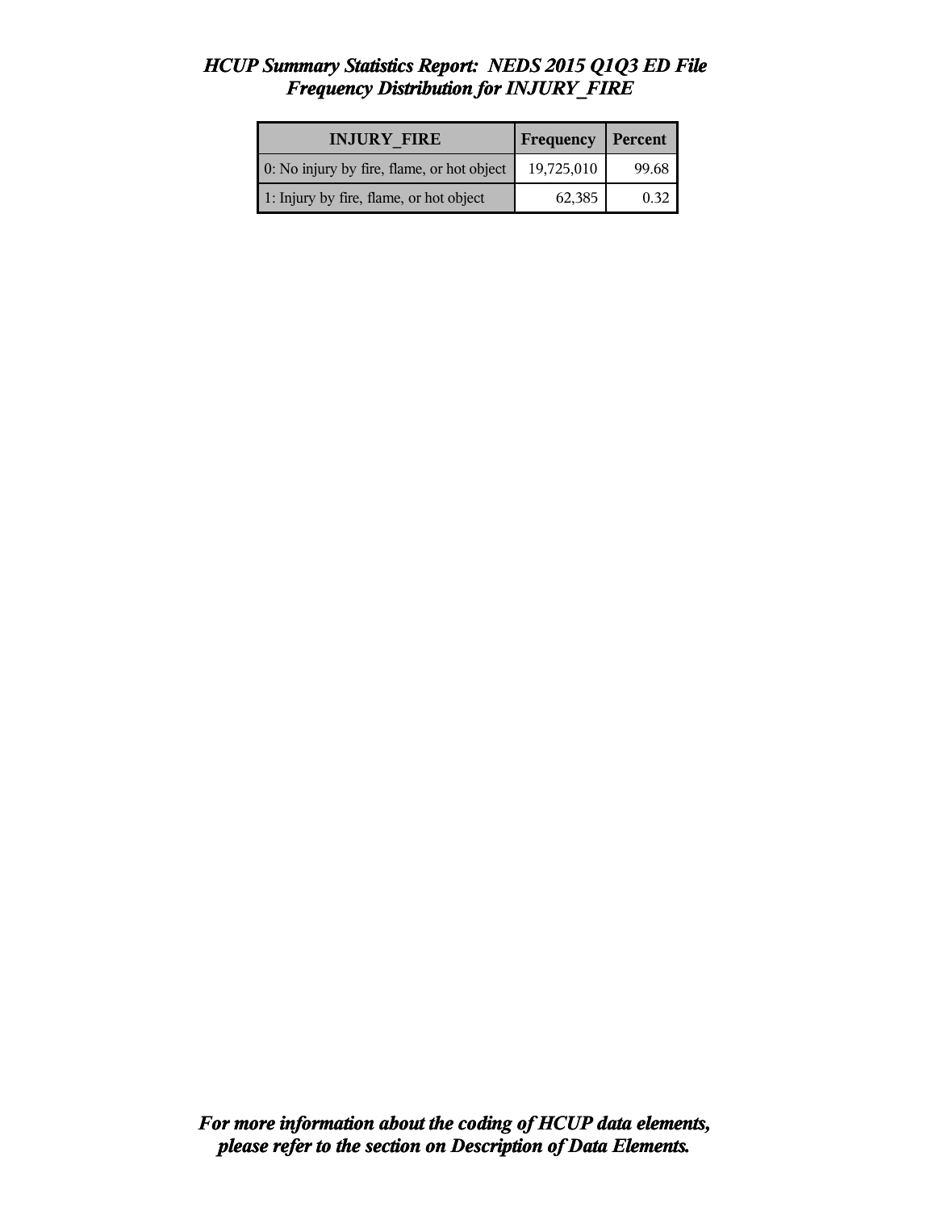# *HCUP Summary Statistics Report: NEDS 2015 Q1Q3 ED File*
## *Frequency Distribution for INJURY_FIRE*

| INJURY_FIRE | Frequency | Percent |
|---|---|---|
| 0: No injury by fire, flame, or hot object | 19,725,010 | 99.68 |
| 1: Injury by fire, flame, or hot object | 62,385 | 0.32 |

***For more information about the coding of HCUP data elements, please refer to the section on Description of Data Elements.***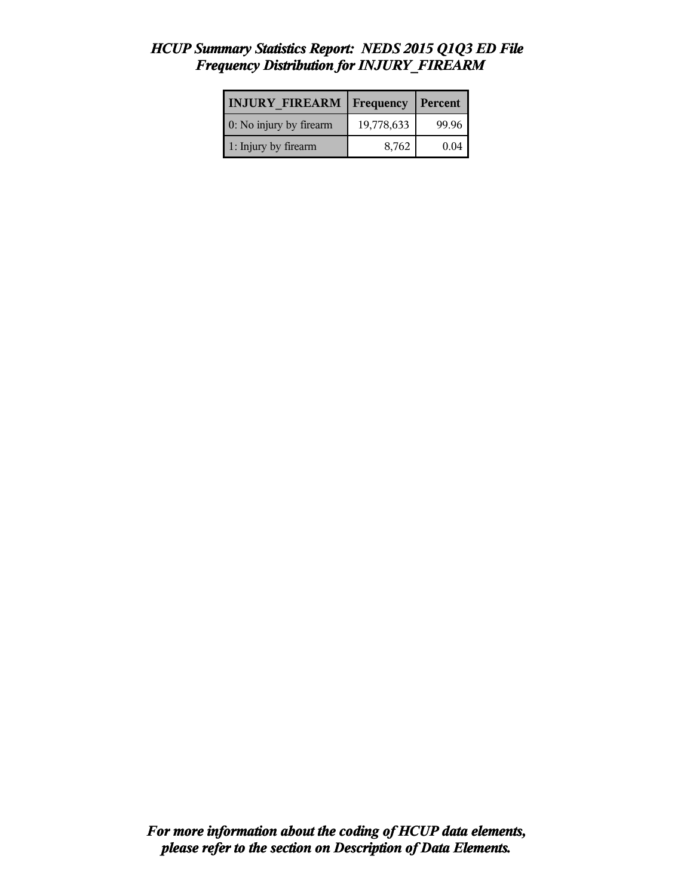# *HCUP Summary Statistics Report: NEDS 2015 Q1Q3 ED File*
## *Frequency Distribution for INJURY_FIREARM*

| INJURY_FIREARM | Frequency | Percent |
|---|---|---|
| 0: No injury by firearm | 19,778,633 | 99.96 |
| 1: Injury by firearm | 8,762 | 0.04 |

***For more information about the coding of HCUP data elements, please refer to the section on Description of Data Elements.***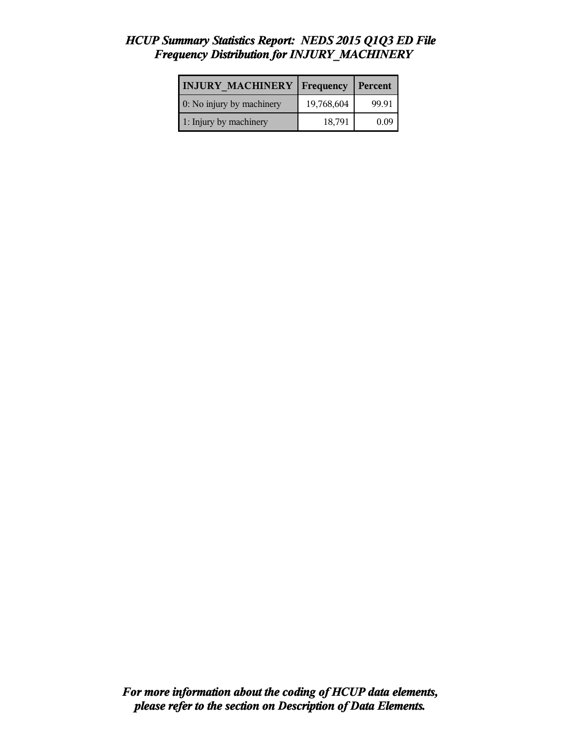# *HCUP Summary Statistics Report: NEDS 2015 Q1Q3 ED File*
## *Frequency Distribution for INJURY_MACHINERY*

| INJURY_MACHINERY | Frequency | Percent |
|---|---|---|
| 0: No injury by machinery | 19,768,604 | 99.91 |
| 1: Injury by machinery | 18,791 | 0.09 |

***For more information about the coding of HCUP data elements, please refer to the section on Description of Data Elements.***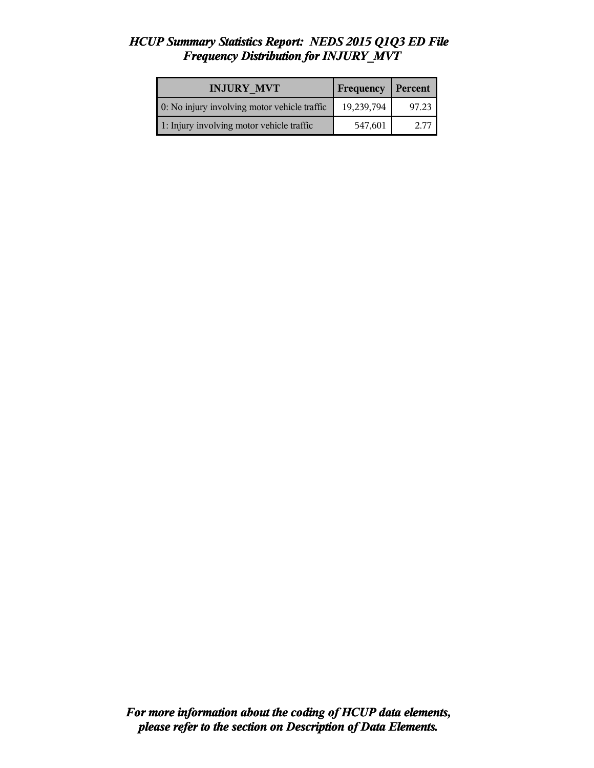# *HCUP Summary Statistics Report: NEDS 2015 Q1Q3 ED File*
## *Frequency Distribution for INJURY_MVT*

| INJURY_MVT | Frequency | Percent |
|---|---|---|
| 0: No injury involving motor vehicle traffic | 19,239,794 | 97.23 |
| 1: Injury involving motor vehicle traffic | 547,601 | 2.77 |

***For more information about the coding of HCUP data elements, please refer to the section on Description of Data Elements.***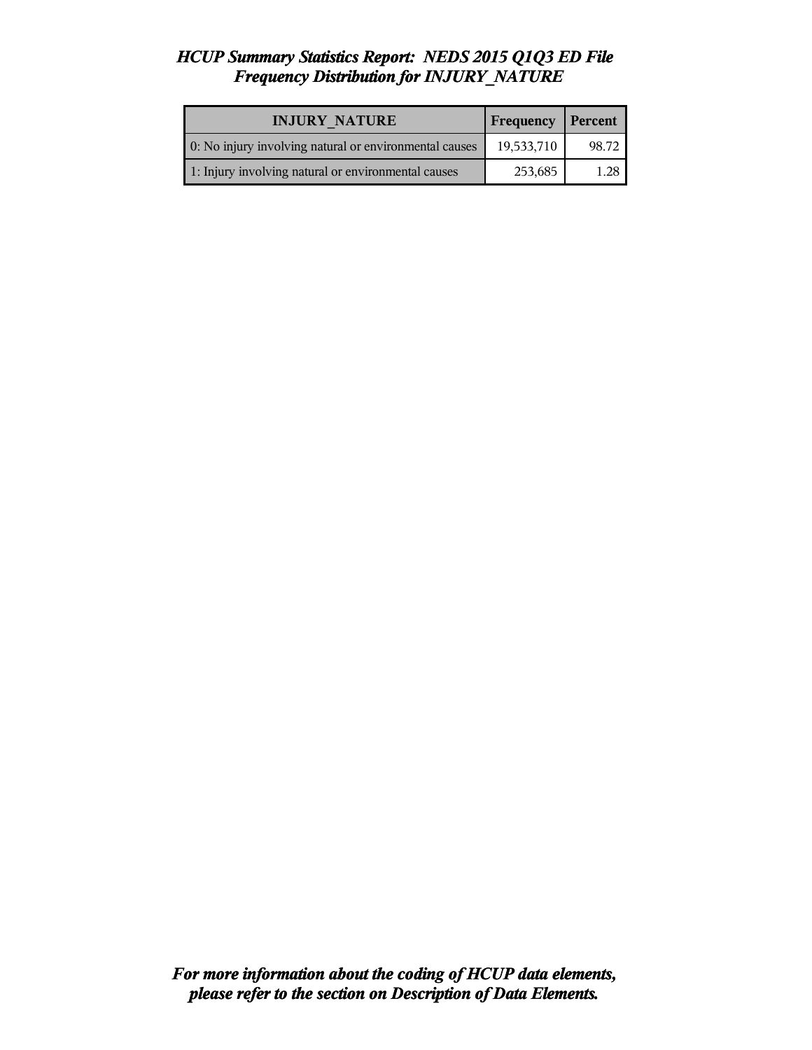# *HCUP Summary Statistics Report: NEDS 2015 Q1Q3 ED File*
## *Frequency Distribution for INJURY_NATURE*

| INJURY_NATURE | Frequency | Percent |
|---|---|---|
| 0: No injury involving natural or environmental causes | 19,533,710 | 98.72 |
| 1: Injury involving natural or environmental causes | 253,685 | 1.28 |

***For more information about the coding of HCUP data elements, please refer to the section on Description of Data Elements.***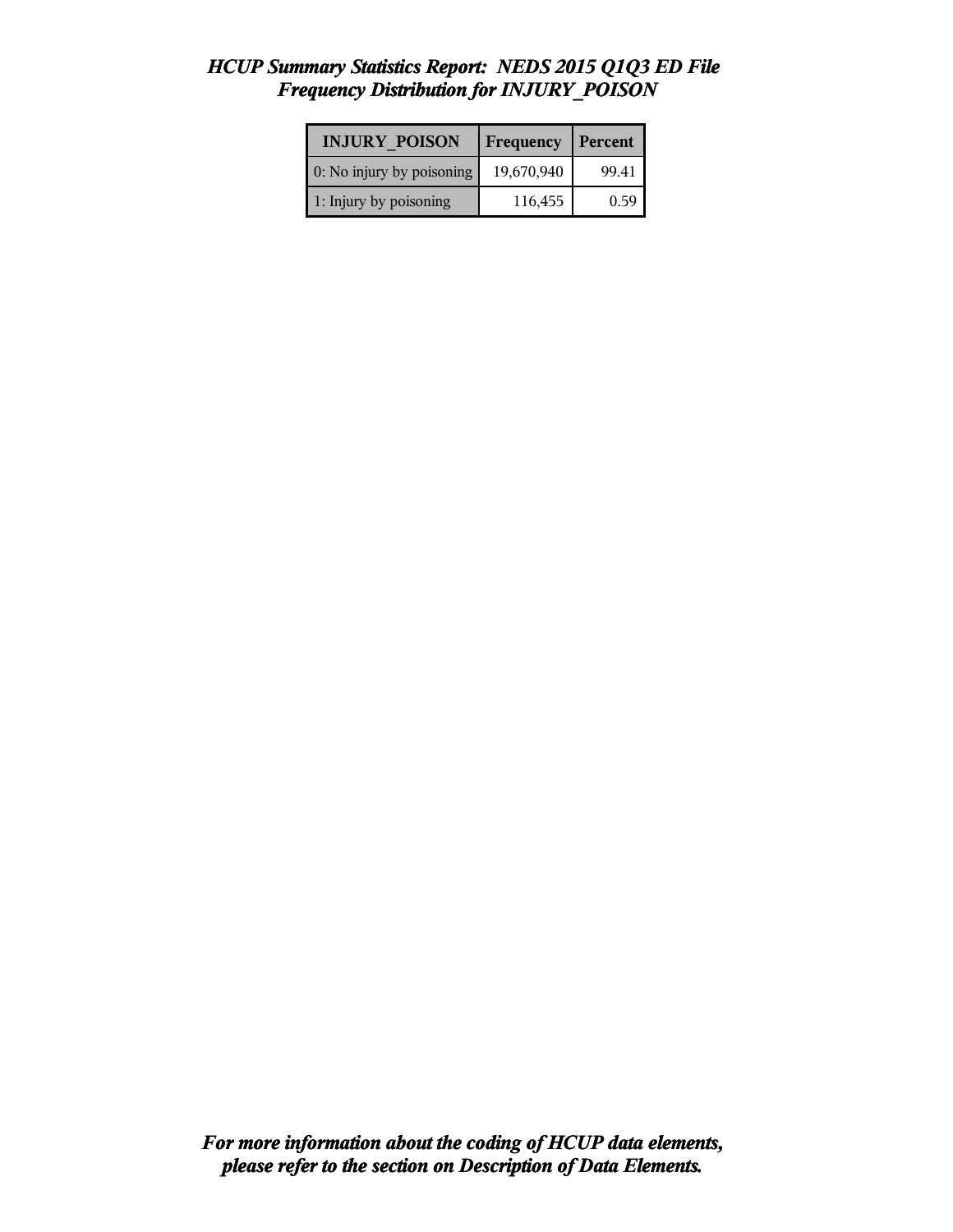# *HCUP Summary Statistics Report: NEDS 2015 Q1Q3 ED File*
## *Frequency Distribution for INJURY_POISON*

| INJURY_POISON | Frequency | Percent |
|---|---|---|
| 0: No injury by poisoning | 19,670,940 | 99.41 |
| 1: Injury by poisoning | 116,455 | 0.59 |

***For more information about the coding of HCUP data elements, please refer to the section on Description of Data Elements.***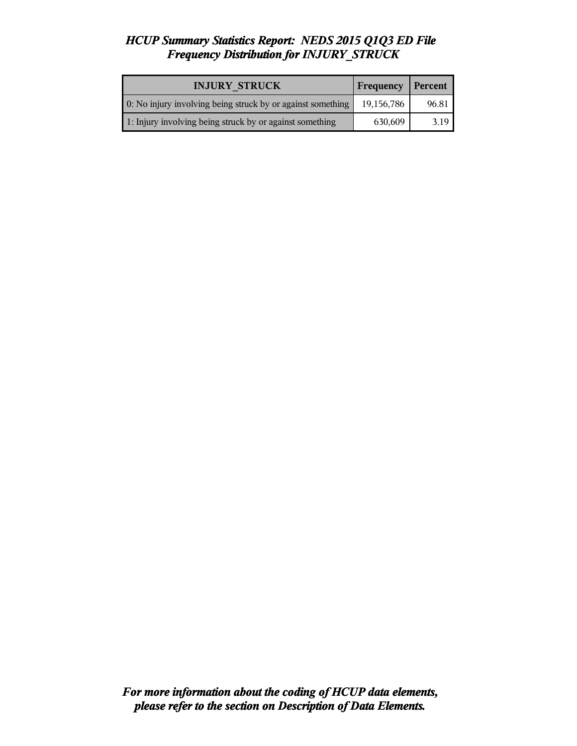*HCUP Summary Statistics Report: NEDS 2015 Q1Q3 ED File*
*Frequency Distribution for INJURY_STRUCK*

| INJURY_STRUCK | Frequency | Percent |
|---|---|---|
| 0: No injury involving being struck by or against something | 19,156,786 | 96.81 |
| 1: Injury involving being struck by or against something | 630,609 | 3.19 |

***For more information about the coding of HCUP data elements, please refer to the section on Description of Data Elements.***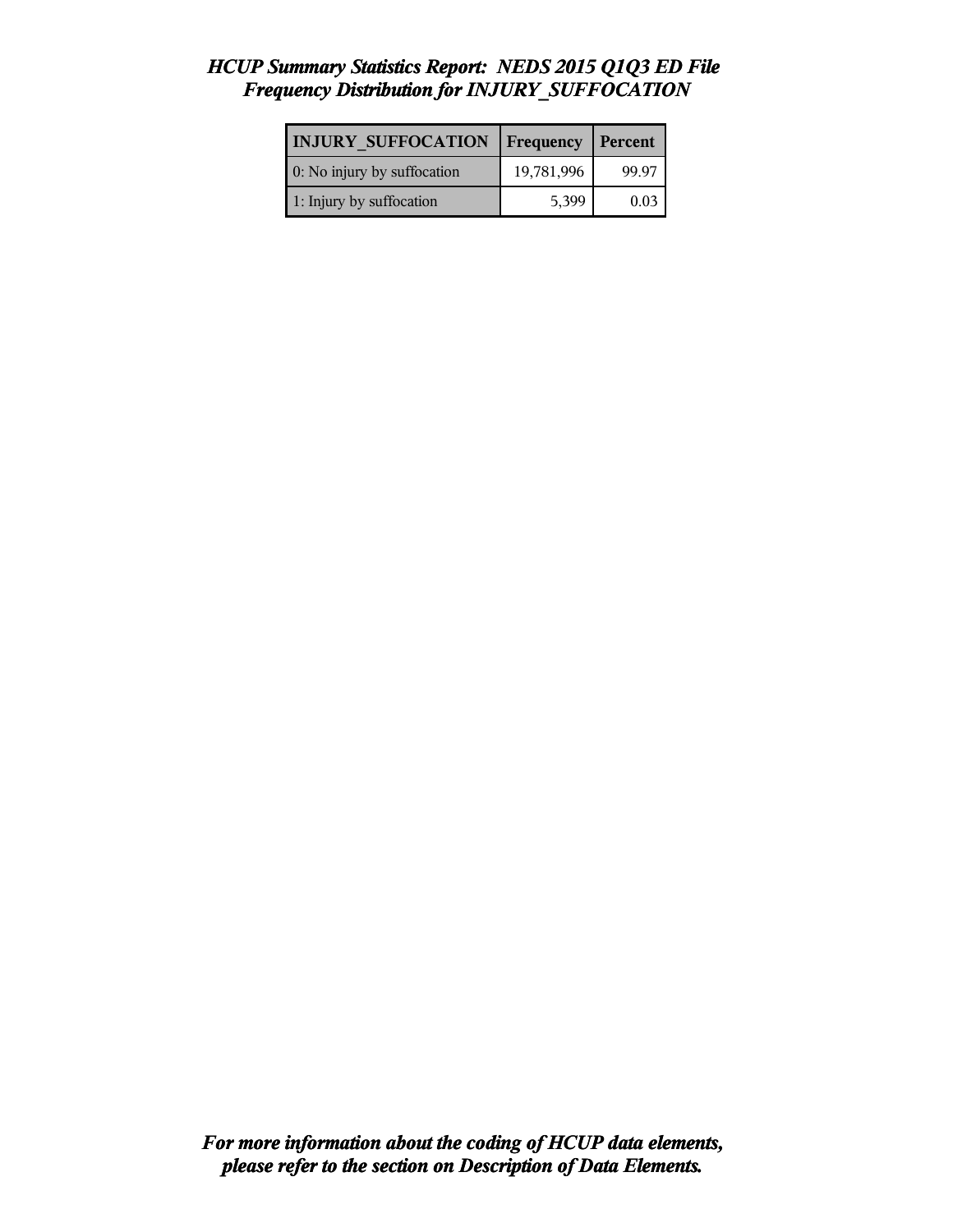# *HCUP Summary Statistics Report: NEDS 2015 Q1Q3 ED File*
## *Frequency Distribution for INJURY_SUFFOCATION*

| INJURY_SUFFOCATION | Frequency | Percent |
|---|---|---|
| 0: No injury by suffocation | 19,781,996 | 99.97 |
| 1: Injury by suffocation | 5,399 | 0.03 |

***For more information about the coding of HCUP data elements, please refer to the section on Description of Data Elements.***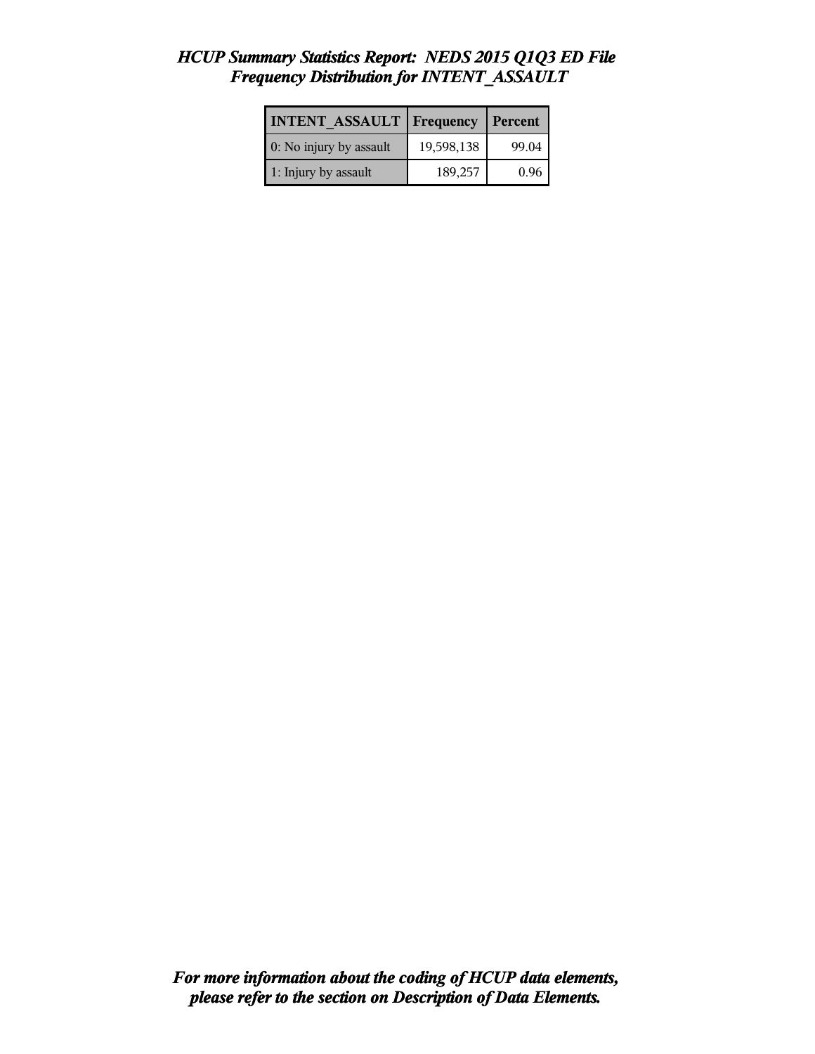*HCUP Summary Statistics Report: NEDS 2015 Q1Q3 ED File*
*Frequency Distribution for INTENT_ASSAULT*

| INTENT_ASSAULT | Frequency | Percent |
|---|---|---|
| 0: No injury by assault | 19,598,138 | 99.04 |
| 1: Injury by assault | 189,257 | 0.96 |

***For more information about the coding of HCUP data elements, please refer to the section on Description of Data Elements.***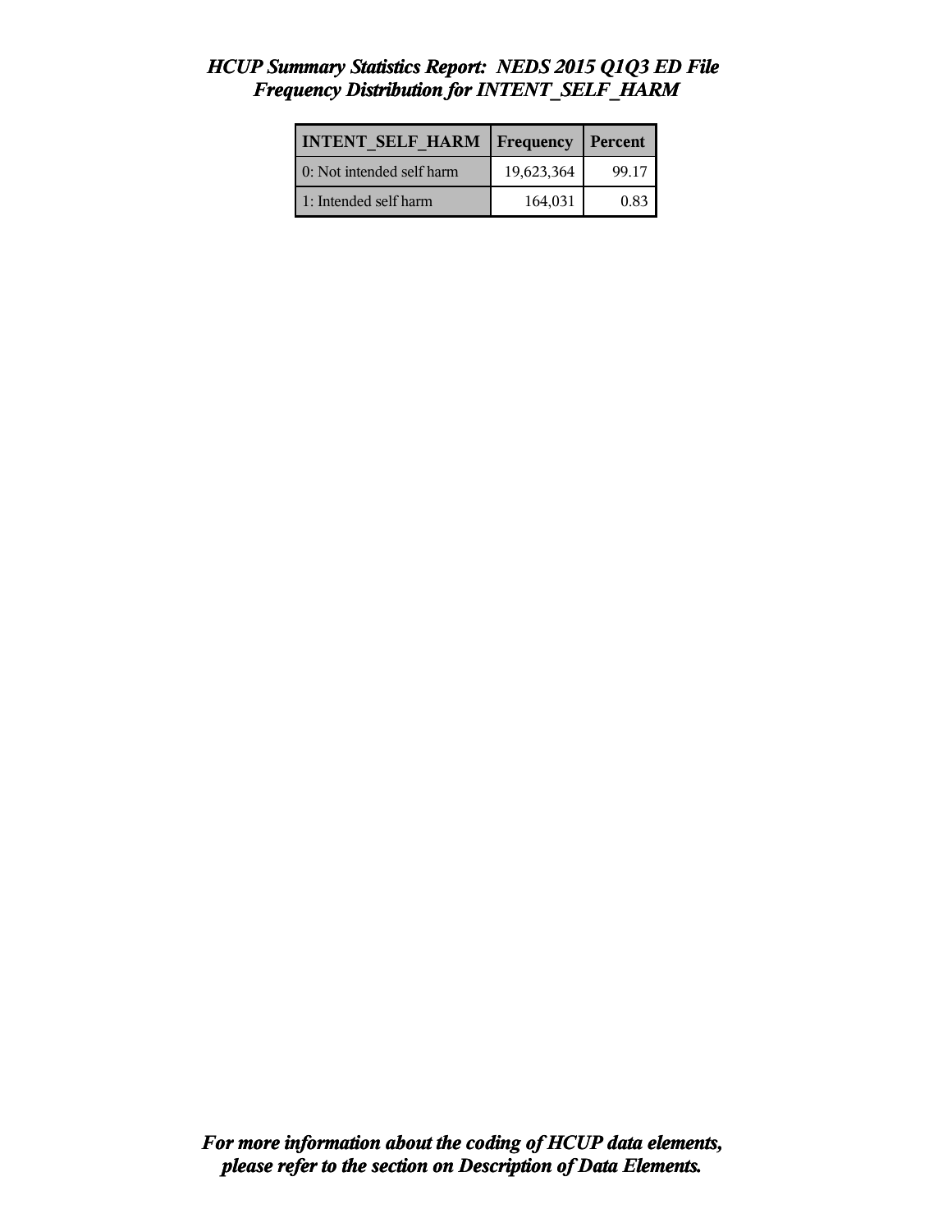*HCUP Summary Statistics Report: NEDS 2015 Q1Q3 ED File*
*Frequency Distribution for INTENT_SELF_HARM*

| INTENT_SELF_HARM | Frequency | Percent |
|---|---|---|
| 0: Not intended self harm | 19,623,364 | 99.17 |
| 1: Intended self harm | 164,031 | 0.83 |

*For more information about the coding of HCUP data elements, please refer to the section on Description of Data Elements.*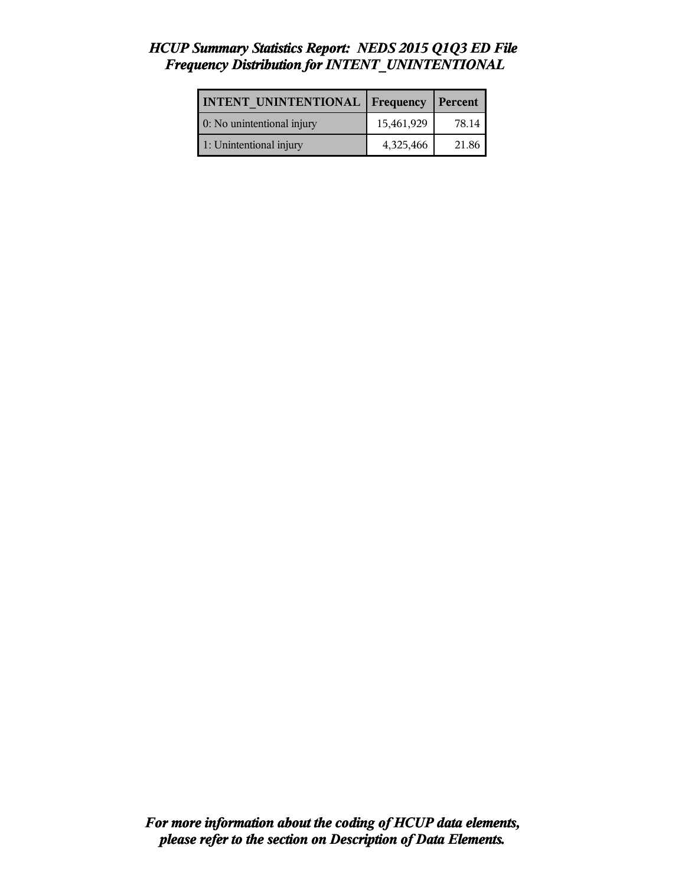# *HCUP Summary Statistics Report: NEDS 2015 Q1Q3 ED File*
## *Frequency Distribution for INTENT_UNINTENTIONAL*

| INTENT_UNINTENTIONAL | Frequency | Percent |
|---|---|---|
| 0: No unintentional injury | 15,461,929 | 78.14 |
| 1: Unintentional injury | 4,325,466 | 21.86 |

***For more information about the coding of HCUP data elements, please refer to the section on Description of Data Elements.***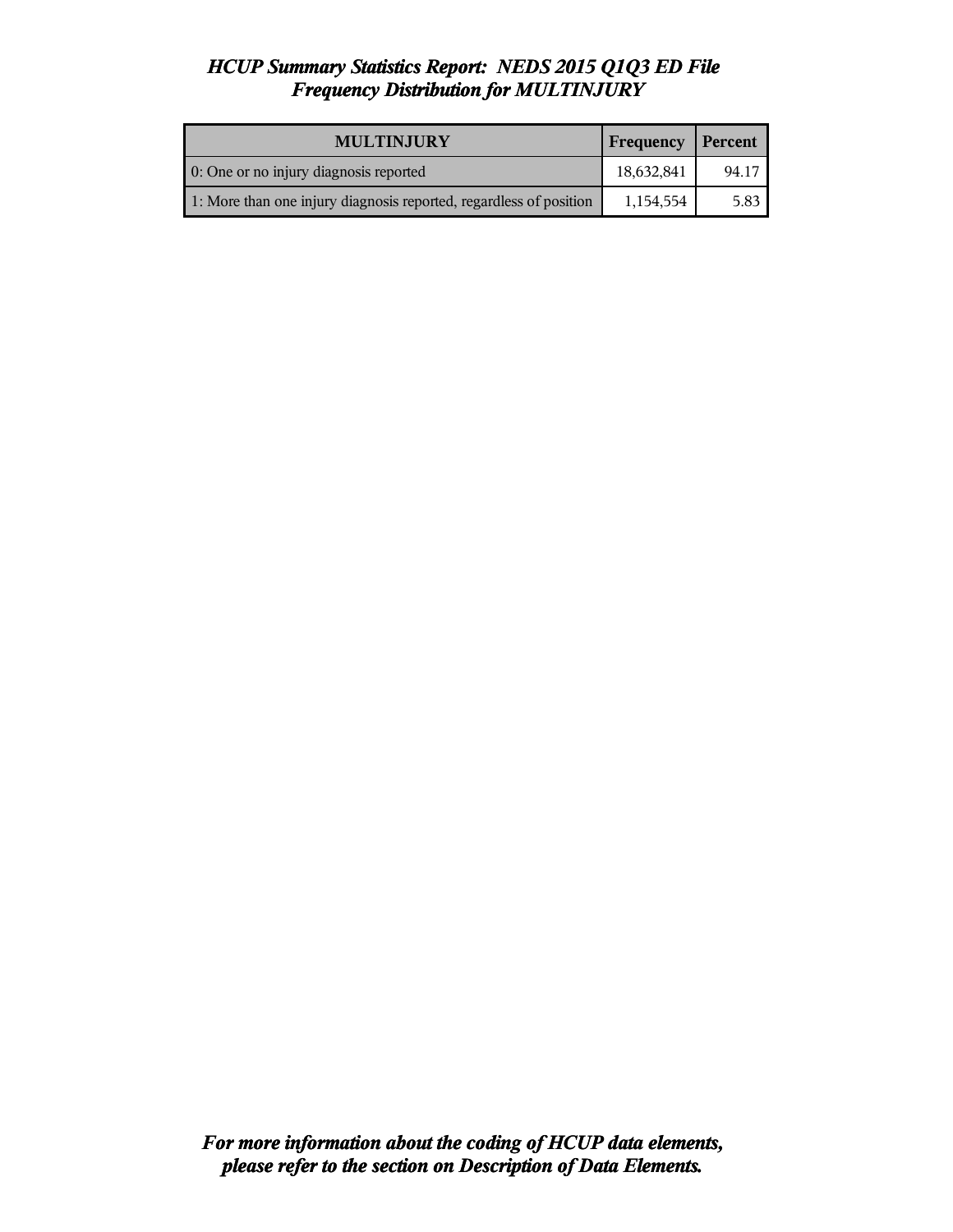*HCUP Summary Statistics Report: NEDS 2015 Q1Q3 ED File*
*Frequency Distribution for MULTINJURY*

| MULTINJURY | Frequency | Percent |
|---|---|---|
| 0: One or no injury diagnosis reported | 18,632,841 | 94.17 |
| 1: More than one injury diagnosis reported, regardless of position | 1,154,554 | 5.83 |

***For more information about the coding of HCUP data elements, please refer to the section on Description of Data Elements.***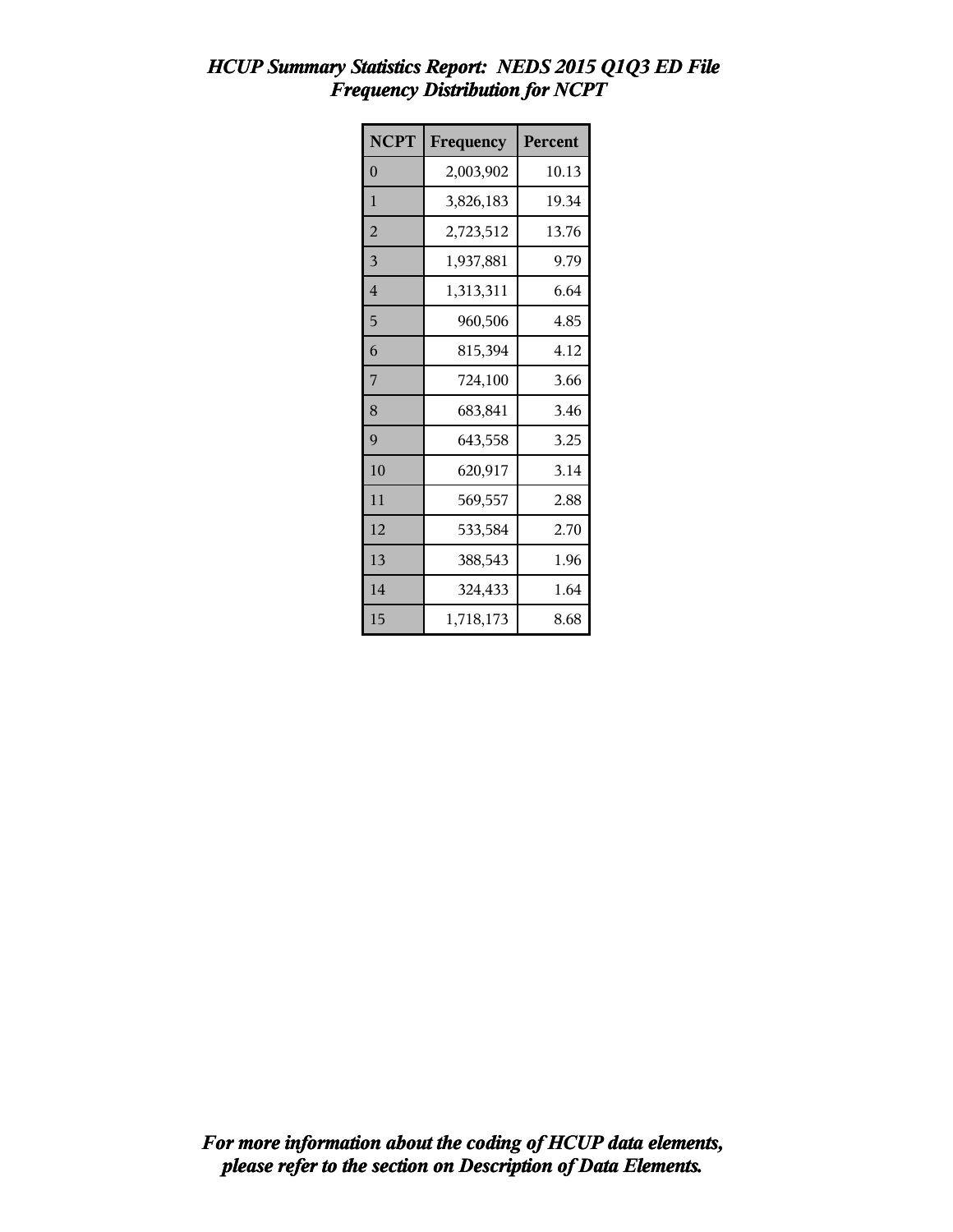# *HCUP Summary Statistics Report: NEDS 2015 Q1Q3 ED File*
## *Frequency Distribution for NCPT*

| NCPT | Frequency | Percent |
|---|---|---|
| 0 | 2,003,902 | 10.13 |
| 1 | 3,826,183 | 19.34 |
| 2 | 2,723,512 | 13.76 |
| 3 | 1,937,881 | 9.79 |
| 4 | 1,313,311 | 6.64 |
| 5 | 960,506 | 4.85 |
| 6 | 815,394 | 4.12 |
| 7 | 724,100 | 3.66 |
| 8 | 683,841 | 3.46 |
| 9 | 643,558 | 3.25 |
| 10 | 620,917 | 3.14 |
| 11 | 569,557 | 2.88 |
| 12 | 533,584 | 2.70 |
| 13 | 388,543 | 1.96 |
| 14 | 324,433 | 1.64 |
| 15 | 1,718,173 | 8.68 |

***For more information about the coding of HCUP data elements, please refer to the section on Description of Data Elements.***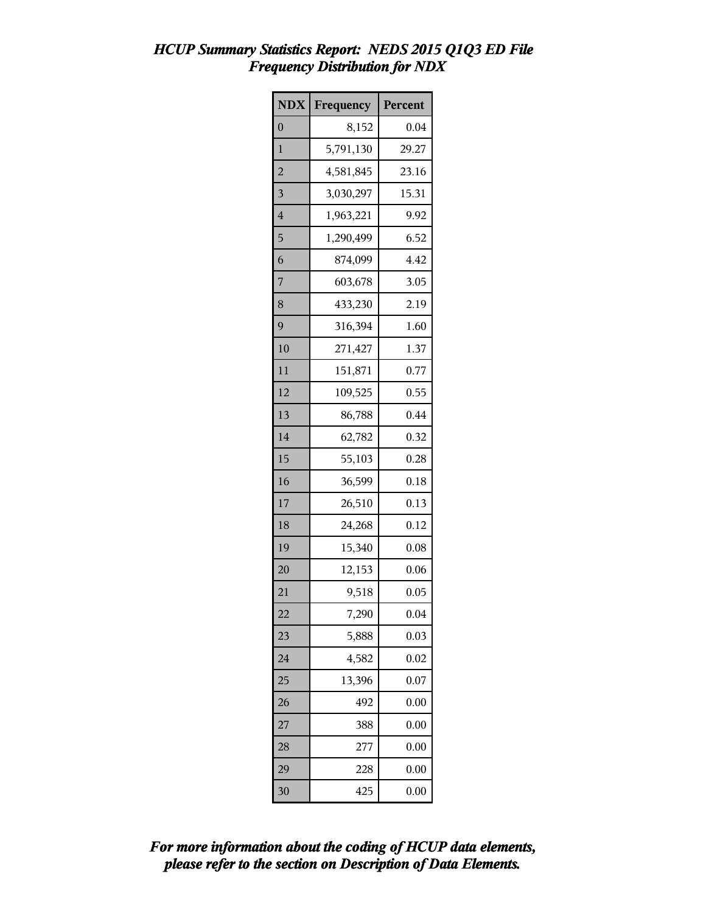# *HCUP Summary Statistics Report: NEDS 2015 Q1Q3 ED File*
## *Frequency Distribution for NDX*

| NDX | Frequency | Percent |
|---|---|---|
| 0 | 8,152 | 0.04 |
| 1 | 5,791,130 | 29.27 |
| 2 | 4,581,845 | 23.16 |
| 3 | 3,030,297 | 15.31 |
| 4 | 1,963,221 | 9.92 |
| 5 | 1,290,499 | 6.52 |
| 6 | 874,099 | 4.42 |
| 7 | 603,678 | 3.05 |
| 8 | 433,230 | 2.19 |
| 9 | 316,394 | 1.60 |
| 10 | 271,427 | 1.37 |
| 11 | 151,871 | 0.77 |
| 12 | 109,525 | 0.55 |
| 13 | 86,788 | 0.44 |
| 14 | 62,782 | 0.32 |
| 15 | 55,103 | 0.28 |
| 16 | 36,599 | 0.18 |
| 17 | 26,510 | 0.13 |
| 18 | 24,268 | 0.12 |
| 19 | 15,340 | 0.08 |
| 20 | 12,153 | 0.06 |
| 21 | 9,518 | 0.05 |
| 22 | 7,290 | 0.04 |
| 23 | 5,888 | 0.03 |
| 24 | 4,582 | 0.02 |
| 25 | 13,396 | 0.07 |
| 26 | 492 | 0.00 |
| 27 | 388 | 0.00 |
| 28 | 277 | 0.00 |
| 29 | 228 | 0.00 |
| 30 | 425 | 0.00 |

***For more information about the coding of HCUP data elements, please refer to the section on Description of Data Elements.***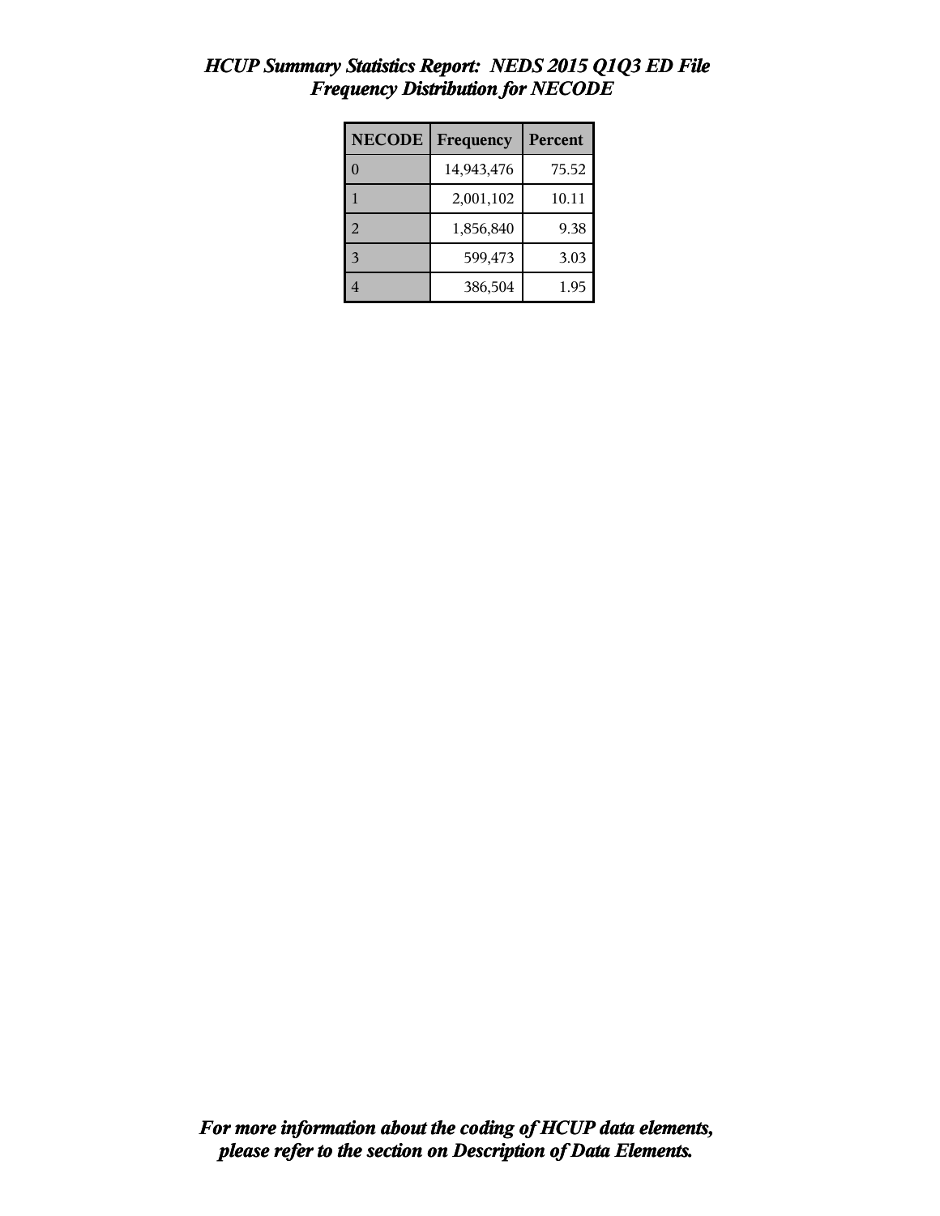# HCUP Summary Statistics Report: NEDS 2015 Q1Q3 ED File
## Frequency Distribution for NECODE

| NECODE | Frequency | Percent |
|---|---|---|
| 0 | 14,943,476 | 75.52 |
| 1 | 2,001,102 | 10.11 |
| 2 | 1,856,840 | 9.38 |
| 3 | 599,473 | 3.03 |
| 4 | 386,504 | 1.95 |

***For more information about the coding of HCUP data elements, please refer to the section on Description of Data Elements.***